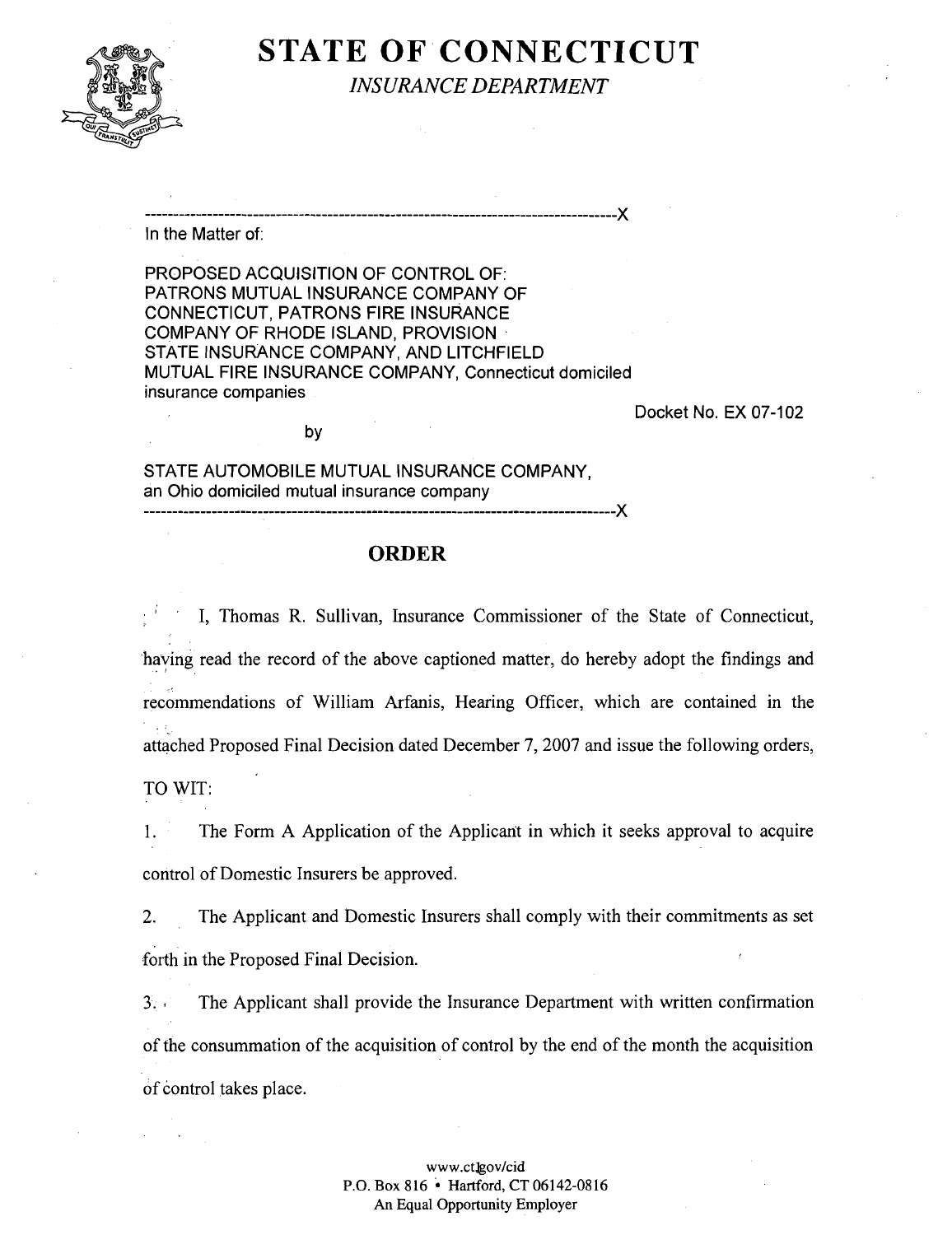# STATE OF CONNECTICUT

*INSURANCE DEPARTMENT*

---X

In the Matter of:

PROPOSED ACQUISITION OF CONTROL OF: PATRONS MUTUAL INSURANCE COMPANY OF CONNECTICUT, PATRONS FIRE INSURANCE COMPANY OF RHODE ISLAND, PROVISION STATE INSURANCE COMPANY, AND LITCHFIELD MUTUAL FIRE INSURANCE COMPANY, Connecticut domiciled insurance companies

Docket No. EX 07-102

by

STATE AUTOMOBILE MUTUAL INSURANCE COMPANY, an Ohio domiciled mutual insurance company

---X

## ORDER

I, Thomas R. Sullivan, Insurance Commissioner of the State of Connecticut, having read the record of the above captioned matter, do hereby adopt the findings and recommendations of William Arfanis, Hearing Officer, which are contained in the attached Proposed Final Decision dated December 7, 2007 and issue the following orders, TO WIT:

1. The Form A Application of the Applicant in which it seeks approval to acquire control of Domestic Insurers be approved.

2. The Applicant and Domestic Insurers shall comply with their commitments as set forth in the Proposed Final Decision.

3. The Applicant shall provide the Insurance Department with written confirmation of the consummation of the acquisition of control by the end of the month the acquisition of control takes place.

www.ct.gov/cid
P.O. Box 816 • Hartford, CT 06142-0816
An Equal Opportunity Employer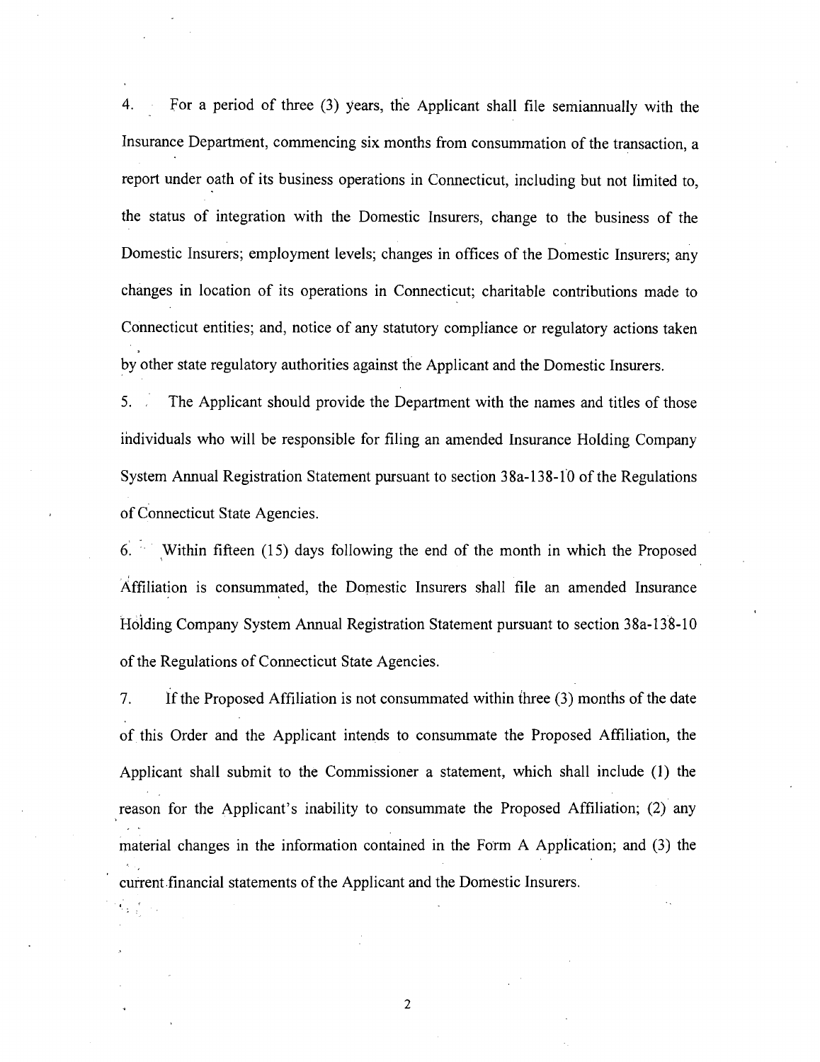4. For a period of three (3) years, the Applicant shall file semiannually with the Insurance Department, commencing six months from consummation of the transaction, a report under oath of its business operations in Connecticut, including but not limited to, the status of integration with the Domestic Insurers, change to the business of the Domestic Insurers; employment levels; changes in offices of the Domestic Insurers; any changes in location of its operations in Connecticut; charitable contributions made to Connecticut entities; and, notice of any statutory compliance or regulatory actions taken by other state regulatory authorities against the Applicant and the Domestic Insurers.

5. The Applicant should provide the Department with the names and titles of those individuals who will be responsible for filing an amended Insurance Holding Company System Annual Registration Statement pursuant to section 38a-138-10 of the Regulations of Connecticut State Agencies.

6. Within fifteen (15) days following the end of the month in which the Proposed Affiliation is consummated, the Domestic Insurers shall file an amended Insurance Holding Company System Annual Registration Statement pursuant to section 38a-138-10 of the Regulations of Connecticut State Agencies.

7. If the Proposed Affiliation is not consummated within three (3) months of the date of this Order and the Applicant intends to consummate the Proposed Affiliation, the Applicant shall submit to the Commissioner a statement, which shall include (1) the reason for the Applicant's inability to consummate the Proposed Affiliation; (2) any material changes in the information contained in the Form A Application; and (3) the current financial statements of the Applicant and the Domestic Insurers.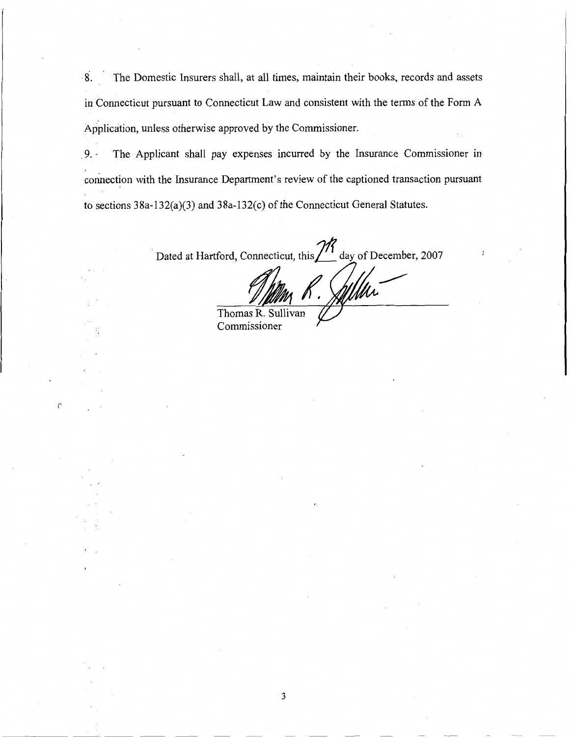8. The Domestic Insurers shall, at all times, maintain their books, records and assets in Connecticut pursuant to Connecticut Law and consistent with the terms of the Form A Application, unless otherwise approved by the Commissioner.

9. The Applicant shall pay expenses incurred by the Insurance Commissioner in connection with the Insurance Department's review of the captioned transaction pursuant to sections 38a-132(a)(3) and 38a-132(c) of the Connecticut General Statutes.

Dated at Hartford, Connecticut, this 7th day of December, 2007

Thomas R. Sullivan
Commissioner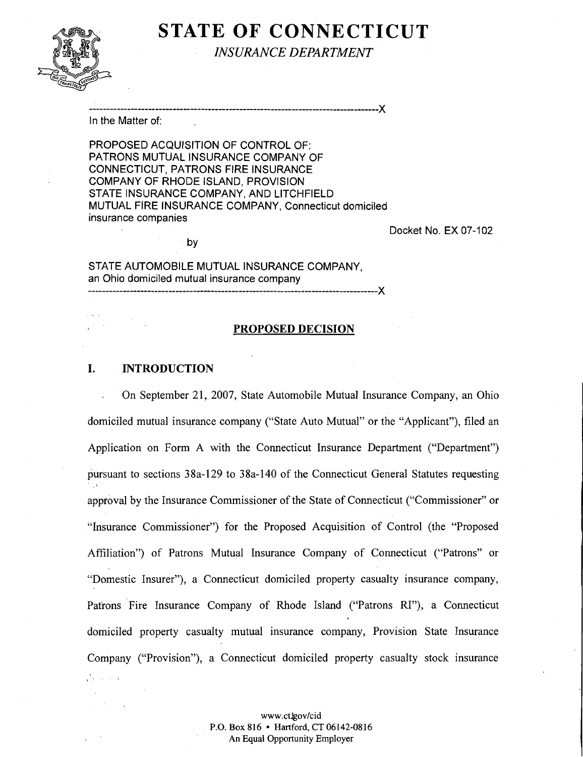# STATE OF CONNECTICUT

*INSURANCE DEPARTMENT*

---X

In the Matter of:

PROPOSED ACQUISITION OF CONTROL OF: PATRONS MUTUAL INSURANCE COMPANY OF CONNECTICUT, PATRONS FIRE INSURANCE COMPANY OF RHODE ISLAND, PROVISION STATE INSURANCE COMPANY, AND LITCHFIELD MUTUAL FIRE INSURANCE COMPANY, Connecticut domiciled insurance companies

Docket No. EX 07-102

by

STATE AUTOMOBILE MUTUAL INSURANCE COMPANY, an Ohio domiciled mutual insurance company

---X

## PROPOSED DECISION

## I. INTRODUCTION

On September 21, 2007, State Automobile Mutual Insurance Company, an Ohio domiciled mutual insurance company ("State Auto Mutual" or the "Applicant"), filed an Application on Form A with the Connecticut Insurance Department ("Department") pursuant to sections 38a-129 to 38a-140 of the Connecticut General Statutes requesting approval by the Insurance Commissioner of the State of Connecticut ("Commissioner" or "Insurance Commissioner") for the Proposed Acquisition of Control (the "Proposed Affiliation") of Patrons Mutual Insurance Company of Connecticut ("Patrons" or "Domestic Insurer"), a Connecticut domiciled property casualty insurance company, Patrons Fire Insurance Company of Rhode Island ("Patrons RI"), a Connecticut domiciled property casualty mutual insurance company, Provision State Insurance Company ("Provision"), a Connecticut domiciled property casualty stock insurance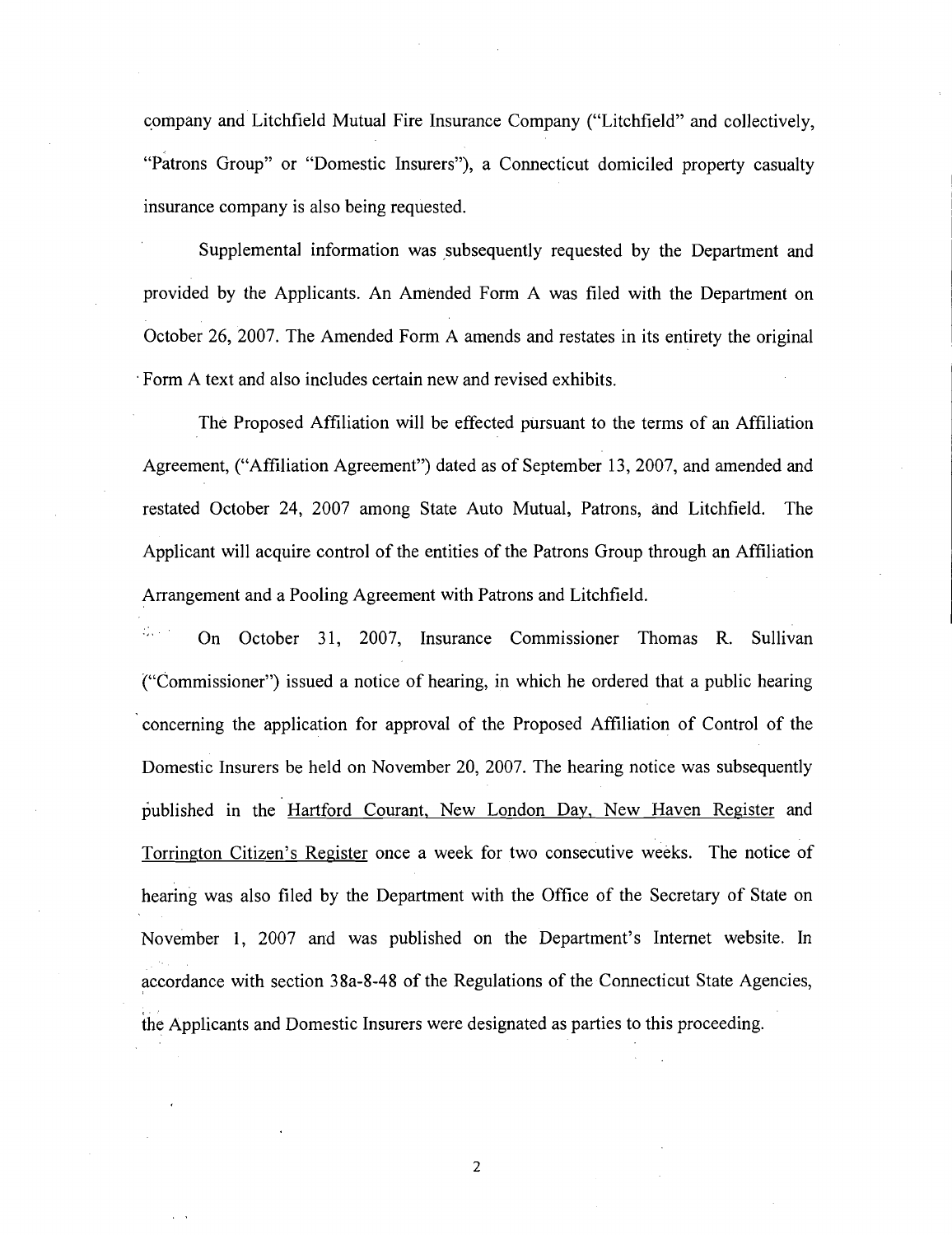company and Litchfield Mutual Fire Insurance Company ("Litchfield" and collectively, "Patrons Group" or "Domestic Insurers"), a Connecticut domiciled property casualty insurance company is also being requested.

Supplemental information was subsequently requested by the Department and provided by the Applicants. An Amended Form A was filed with the Department on October 26, 2007. The Amended Form A amends and restates in its entirety the original Form A text and also includes certain new and revised exhibits.

The Proposed Affiliation will be effected pursuant to the terms of an Affiliation Agreement, ("Affiliation Agreement") dated as of September 13, 2007, and amended and restated October 24, 2007 among State Auto Mutual, Patrons, and Litchfield. The Applicant will acquire control of the entities of the Patrons Group through an Affiliation Arrangement and a Pooling Agreement with Patrons and Litchfield.

On October 31, 2007, Insurance Commissioner Thomas R. Sullivan ("Commissioner") issued a notice of hearing, in which he ordered that a public hearing concerning the application for approval of the Proposed Affiliation of Control of the Domestic Insurers be held on November 20, 2007. The hearing notice was subsequently published in the Hartford Courant, New London Day, New Haven Register and Torrington Citizen's Register once a week for two consecutive weeks. The notice of hearing was also filed by the Department with the Office of the Secretary of State on November 1, 2007 and was published on the Department's Internet website. In accordance with section 38a-8-48 of the Regulations of the Connecticut State Agencies, the Applicants and Domestic Insurers were designated as parties to this proceeding.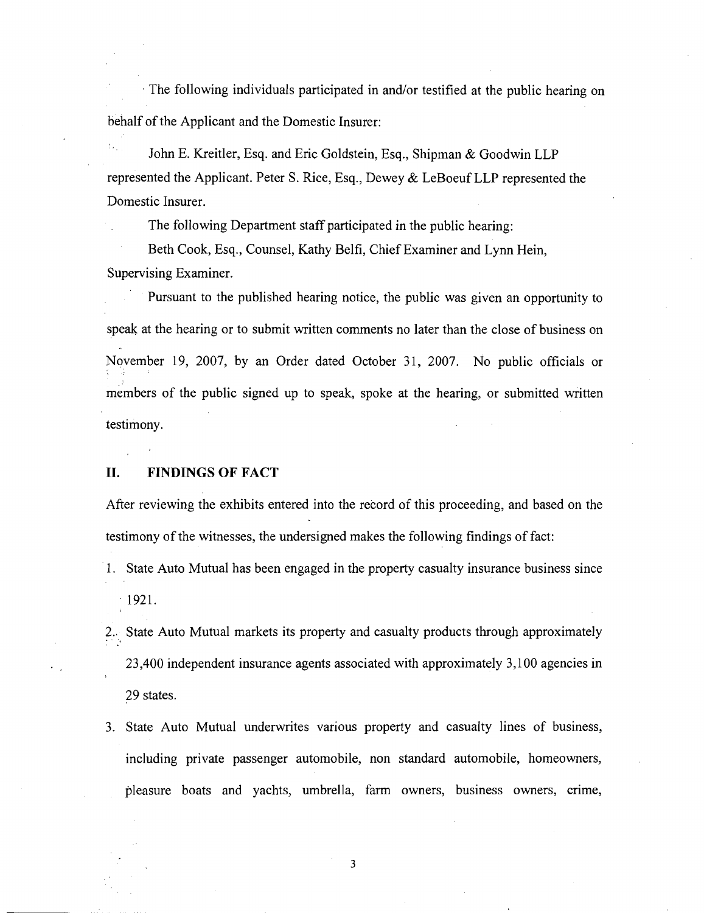The following individuals participated in and/or testified at the public hearing on behalf of the Applicant and the Domestic Insurer:

John E. Kreitler, Esq. and Eric Goldstein, Esq., Shipman & Goodwin LLP represented the Applicant. Peter S. Rice, Esq., Dewey & LeBoeuf LLP represented the Domestic Insurer.

The following Department staff participated in the public hearing:

Beth Cook, Esq., Counsel, Kathy Belfi, Chief Examiner and Lynn Hein, Supervising Examiner.

Pursuant to the published hearing notice, the public was given an opportunity to speak at the hearing or to submit written comments no later than the close of business on November 19, 2007, by an Order dated October 31, 2007. No public officials or members of the public signed up to speak, spoke at the hearing, or submitted written testimony.

## II. FINDINGS OF FACT

After reviewing the exhibits entered into the record of this proceeding, and based on the testimony of the witnesses, the undersigned makes the following findings of fact:

1. State Auto Mutual has been engaged in the property casualty insurance business since 1921.
2. State Auto Mutual markets its property and casualty products through approximately 23,400 independent insurance agents associated with approximately 3,100 agencies in 29 states.
3. State Auto Mutual underwrites various property and casualty lines of business, including private passenger automobile, non standard automobile, homeowners, pleasure boats and yachts, umbrella, farm owners, business owners, crime,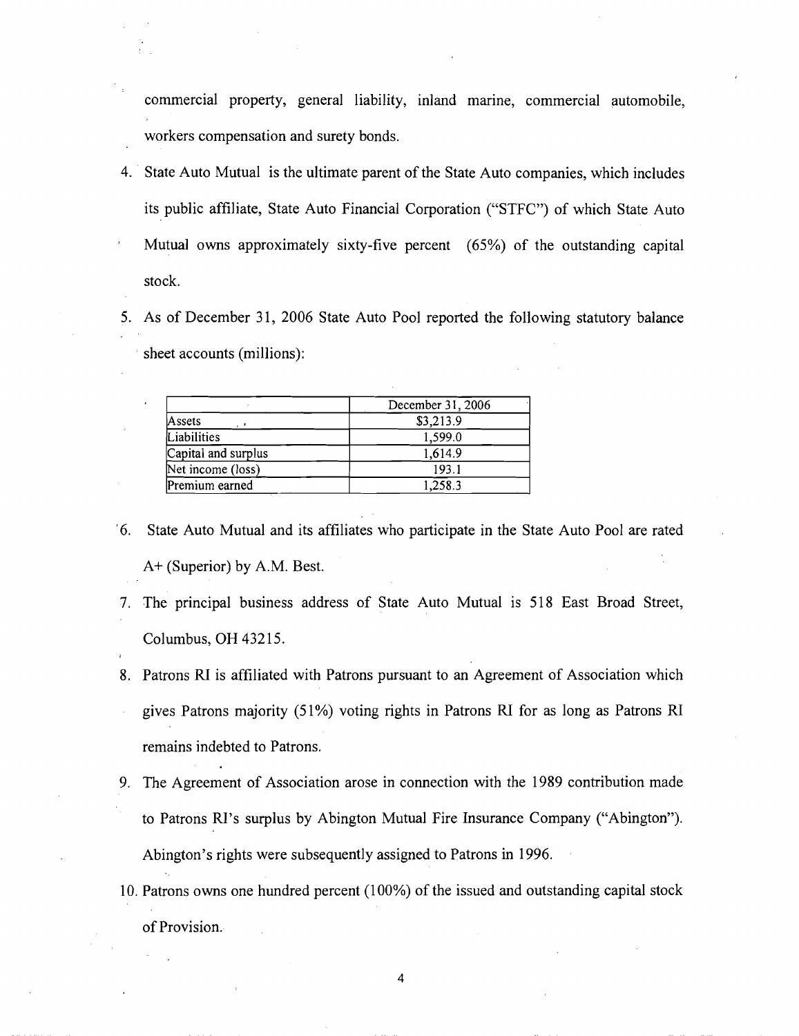commercial property, general liability, inland marine, commercial automobile, workers compensation and surety bonds.

4. State Auto Mutual is the ultimate parent of the State Auto companies, which includes its public affiliate, State Auto Financial Corporation ("STFC") of which State Auto Mutual owns approximately sixty-five percent (65%) of the outstanding capital stock.

5. As of December 31, 2006 State Auto Pool reported the following statutory balance sheet accounts (millions):

| | December 31, 2006 |
|---|---|
| Assets | $3,213.9 |
| Liabilities | 1,599.0 |
| Capital and surplus | 1,614.9 |
| Net income (loss) | 193.1 |
| Premium earned | 1,258.3 |

6. State Auto Mutual and its affiliates who participate in the State Auto Pool are rated A+ (Superior) by A.M. Best.

7. The principal business address of State Auto Mutual is 518 East Broad Street, Columbus, OH 43215.

8. Patrons RI is affiliated with Patrons pursuant to an Agreement of Association which gives Patrons majority (51%) voting rights in Patrons RI for as long as Patrons RI remains indebted to Patrons.

9. The Agreement of Association arose in connection with the 1989 contribution made to Patrons RI's surplus by Abington Mutual Fire Insurance Company ("Abington"). Abington's rights were subsequently assigned to Patrons in 1996.

10. Patrons owns one hundred percent (100%) of the issued and outstanding capital stock of Provision.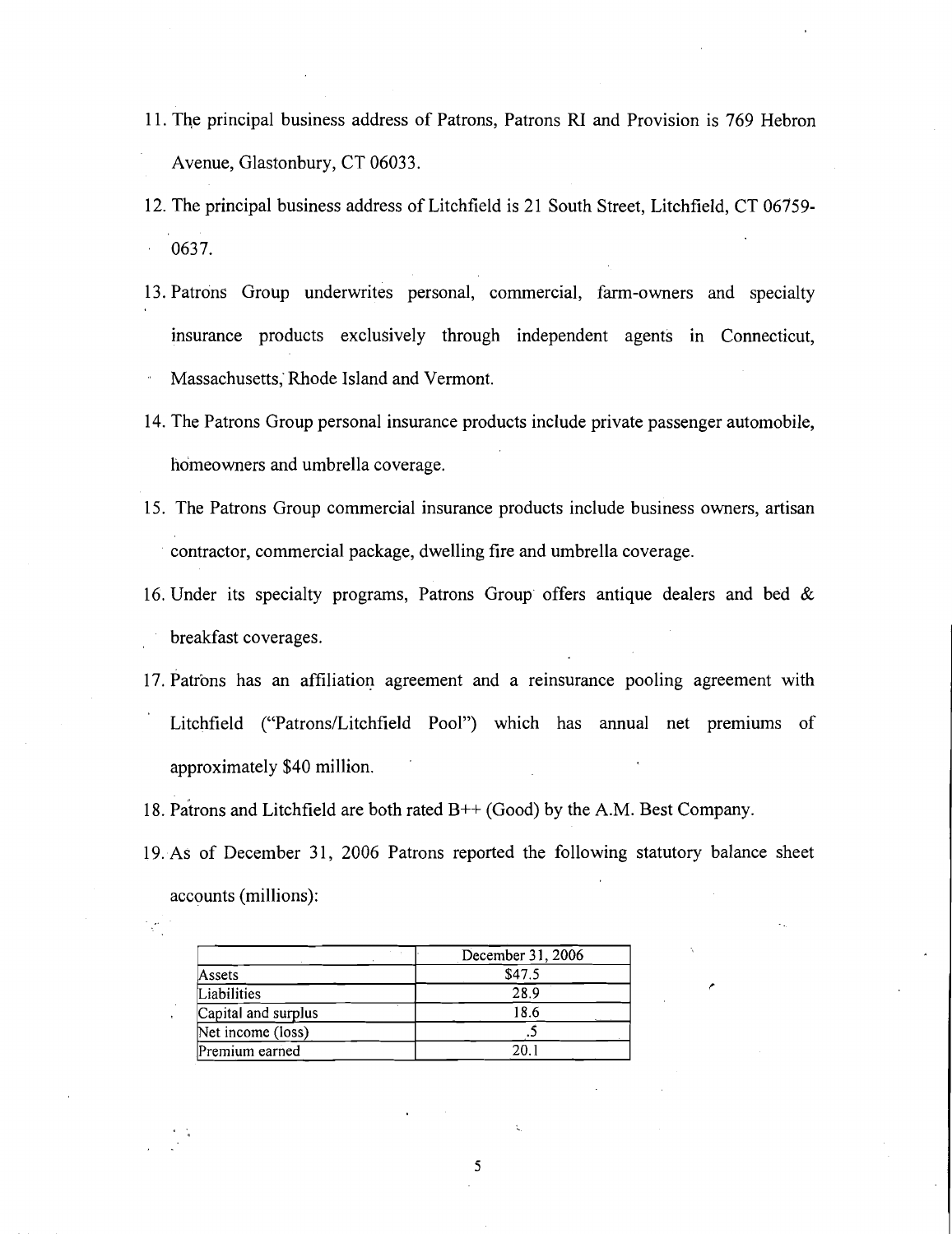11. The principal business address of Patrons, Patrons RI and Provision is 769 Hebron Avenue, Glastonbury, CT 06033.

12. The principal business address of Litchfield is 21 South Street, Litchfield, CT 06759-0637.

13. Patrons Group underwrites personal, commercial, farm-owners and specialty insurance products exclusively through independent agents in Connecticut, Massachusetts, Rhode Island and Vermont.

14. The Patrons Group personal insurance products include private passenger automobile, homeowners and umbrella coverage.

15. The Patrons Group commercial insurance products include business owners, artisan contractor, commercial package, dwelling fire and umbrella coverage.

16. Under its specialty programs, Patrons Group offers antique dealers and bed & breakfast coverages.

17. Patrons has an affiliation agreement and a reinsurance pooling agreement with Litchfield ("Patrons/Litchfield Pool") which has annual net premiums of approximately $40 million.

18. Patrons and Litchfield are both rated B++ (Good) by the A.M. Best Company.

19. As of December 31, 2006 Patrons reported the following statutory balance sheet accounts (millions):

| | December 31, 2006 |
|---|---|
| Assets | $47.5 |
| Liabilities | 28.9 |
| Capital and surplus | 18.6 |
| Net income (loss) | .5 |
| Premium earned | 20.1 |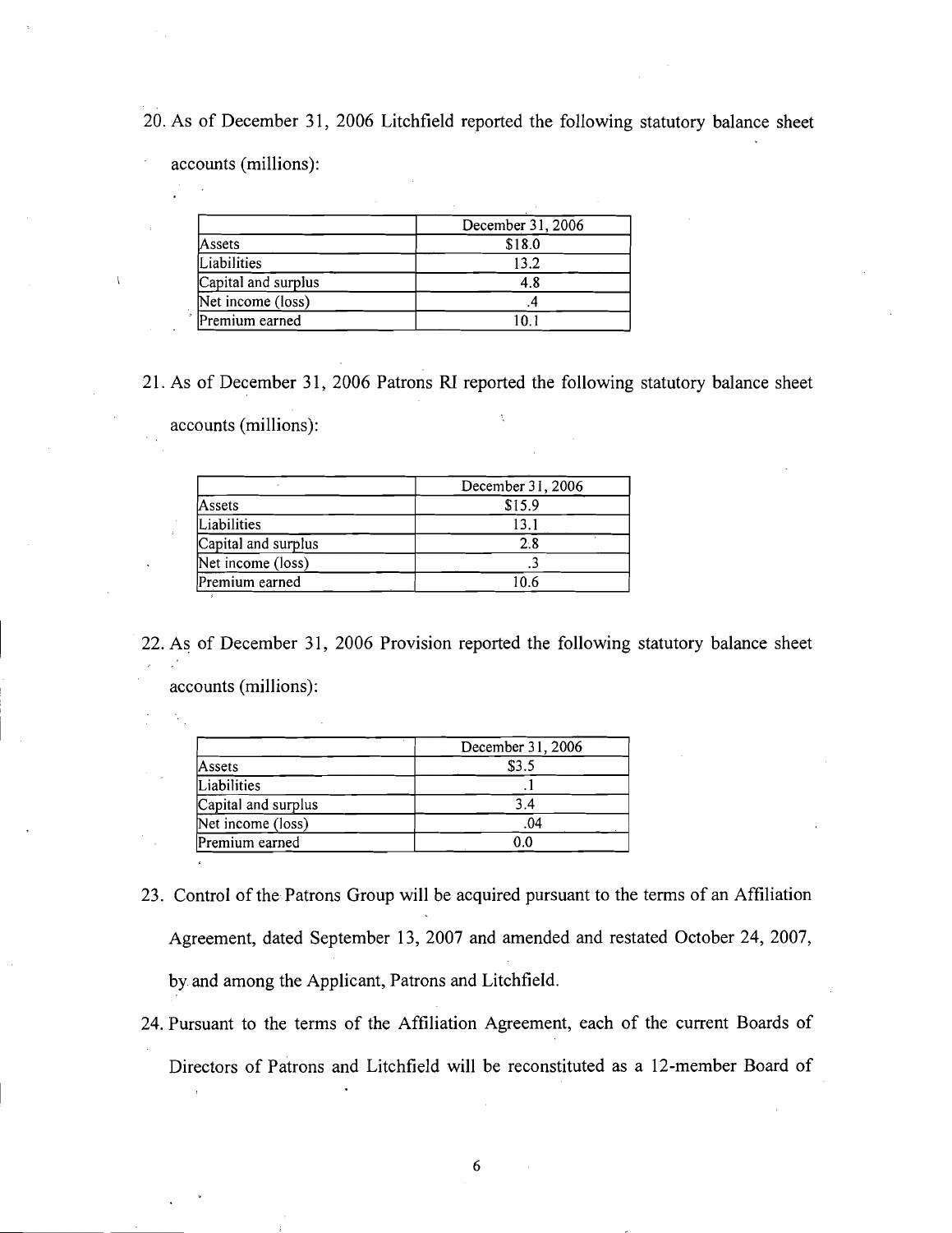20. As of December 31, 2006 Litchfield reported the following statutory balance sheet accounts (millions):

| | December 31, 2006 |
|---|---|
| Assets | $18.0 |
| Liabilities | 13.2 |
| Capital and surplus | 4.8 |
| Net income (loss) | .4 |
| Premium earned | 10.1 |

21. As of December 31, 2006 Patrons RI reported the following statutory balance sheet accounts (millions):

| | December 31, 2006 |
|---|---|
| Assets | $15.9 |
| Liabilities | 13.1 |
| Capital and surplus | 2.8 |
| Net income (loss) | .3 |
| Premium earned | 10.6 |

22. As of December 31, 2006 Provision reported the following statutory balance sheet accounts (millions):

| | December 31, 2006 |
|---|---|
| Assets | $3.5 |
| Liabilities | .1 |
| Capital and surplus | 3.4 |
| Net income (loss) | .04 |
| Premium earned | 0.0 |

23. Control of the Patrons Group will be acquired pursuant to the terms of an Affiliation Agreement, dated September 13, 2007 and amended and restated October 24, 2007, by and among the Applicant, Patrons and Litchfield.

24. Pursuant to the terms of the Affiliation Agreement, each of the current Boards of Directors of Patrons and Litchfield will be reconstituted as a 12-member Board of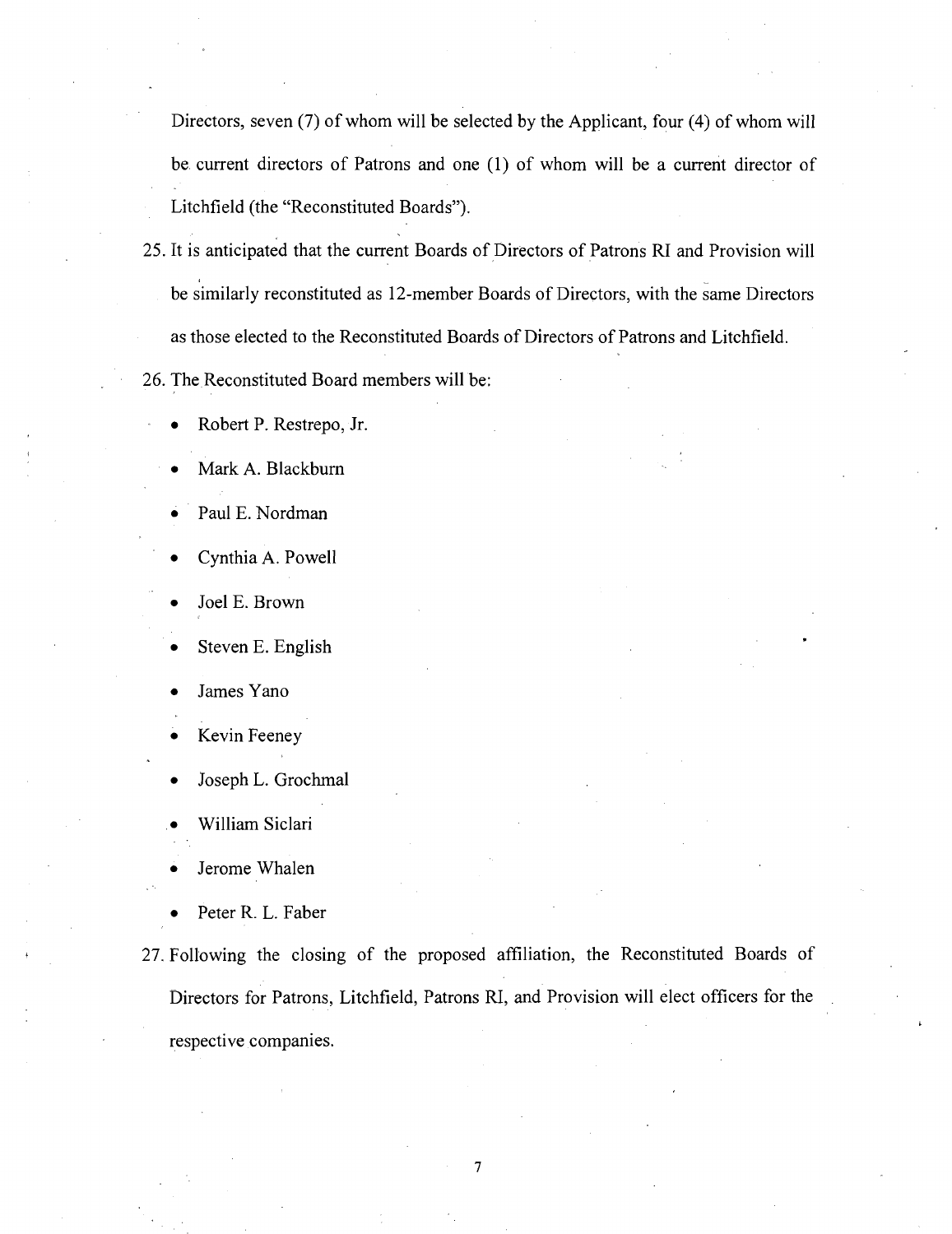Directors, seven (7) of whom will be selected by the Applicant, four (4) of whom will be current directors of Patrons and one (1) of whom will be a current director of Litchfield (the "Reconstituted Boards").

25. It is anticipated that the current Boards of Directors of Patrons RI and Provision will be similarly reconstituted as 12-member Boards of Directors, with the same Directors as those elected to the Reconstituted Boards of Directors of Patrons and Litchfield.

26. The Reconstituted Board members will be:

   - Robert P. Restrepo, Jr.
   - Mark A. Blackburn
   - Paul E. Nordman
   - Cynthia A. Powell
   - Joel E. Brown
   - Steven E. English
   - James Yano
   - Kevin Feeney
   - Joseph L. Grochmal
   - William Siclari
   - Jerome Whalen
   - Peter R. L. Faber

27. Following the closing of the proposed affiliation, the Reconstituted Boards of Directors for Patrons, Litchfield, Patrons RI, and Provision will elect officers for the respective companies.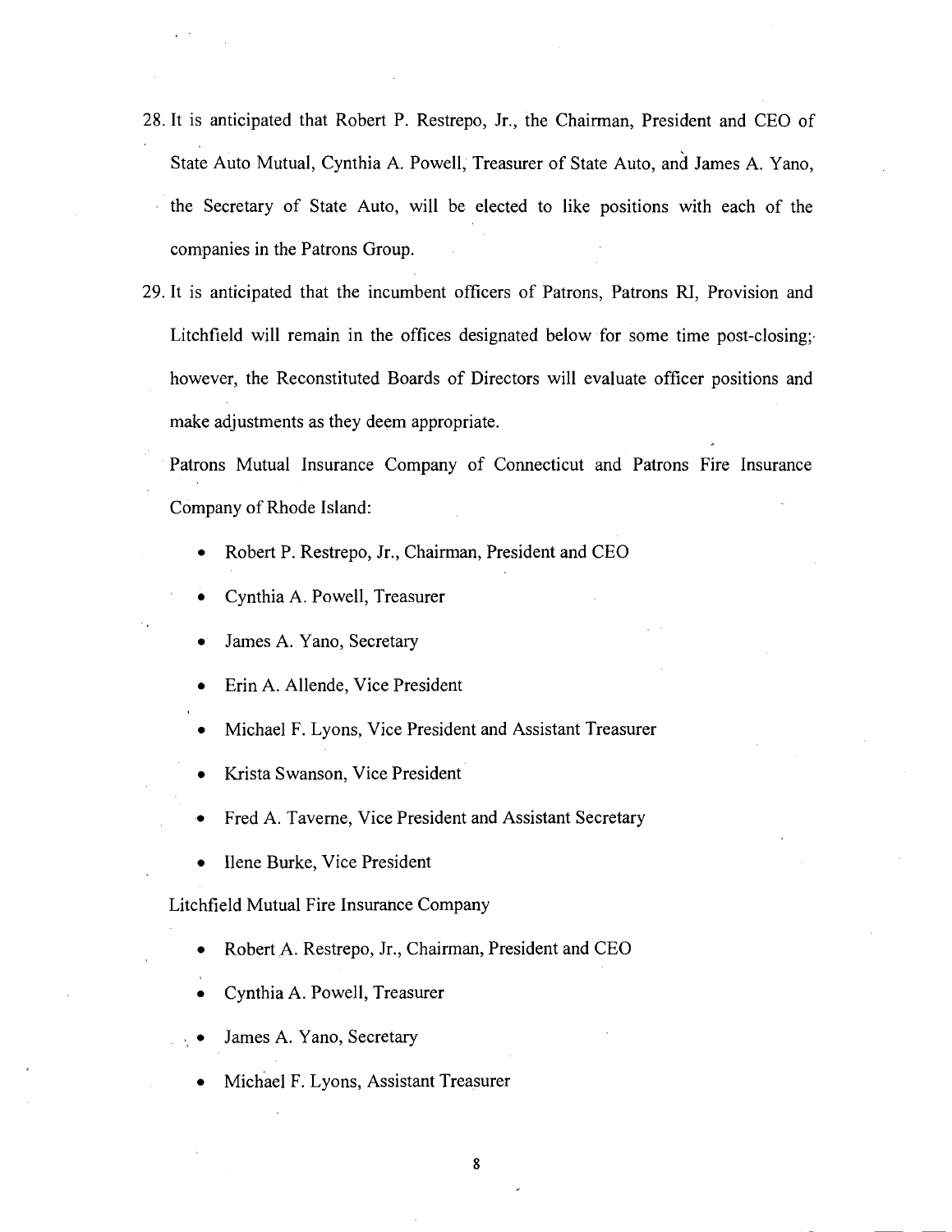28. It is anticipated that Robert P. Restrepo, Jr., the Chairman, President and CEO of State Auto Mutual, Cynthia A. Powell, Treasurer of State Auto, and James A. Yano, the Secretary of State Auto, will be elected to like positions with each of the companies in the Patrons Group.

29. It is anticipated that the incumbent officers of Patrons, Patrons RI, Provision and Litchfield will remain in the offices designated below for some time post-closing; however, the Reconstituted Boards of Directors will evaluate officer positions and make adjustments as they deem appropriate.

Patrons Mutual Insurance Company of Connecticut and Patrons Fire Insurance Company of Rhode Island:

- Robert P. Restrepo, Jr., Chairman, President and CEO
- Cynthia A. Powell, Treasurer
- James A. Yano, Secretary
- Erin A. Allende, Vice President
- Michael F. Lyons, Vice President and Assistant Treasurer
- Krista Swanson, Vice President
- Fred A. Taverne, Vice President and Assistant Secretary
- Ilene Burke, Vice President

Litchfield Mutual Fire Insurance Company

- Robert A. Restrepo, Jr., Chairman, President and CEO
- Cynthia A. Powell, Treasurer
- James A. Yano, Secretary
- Michael F. Lyons, Assistant Treasurer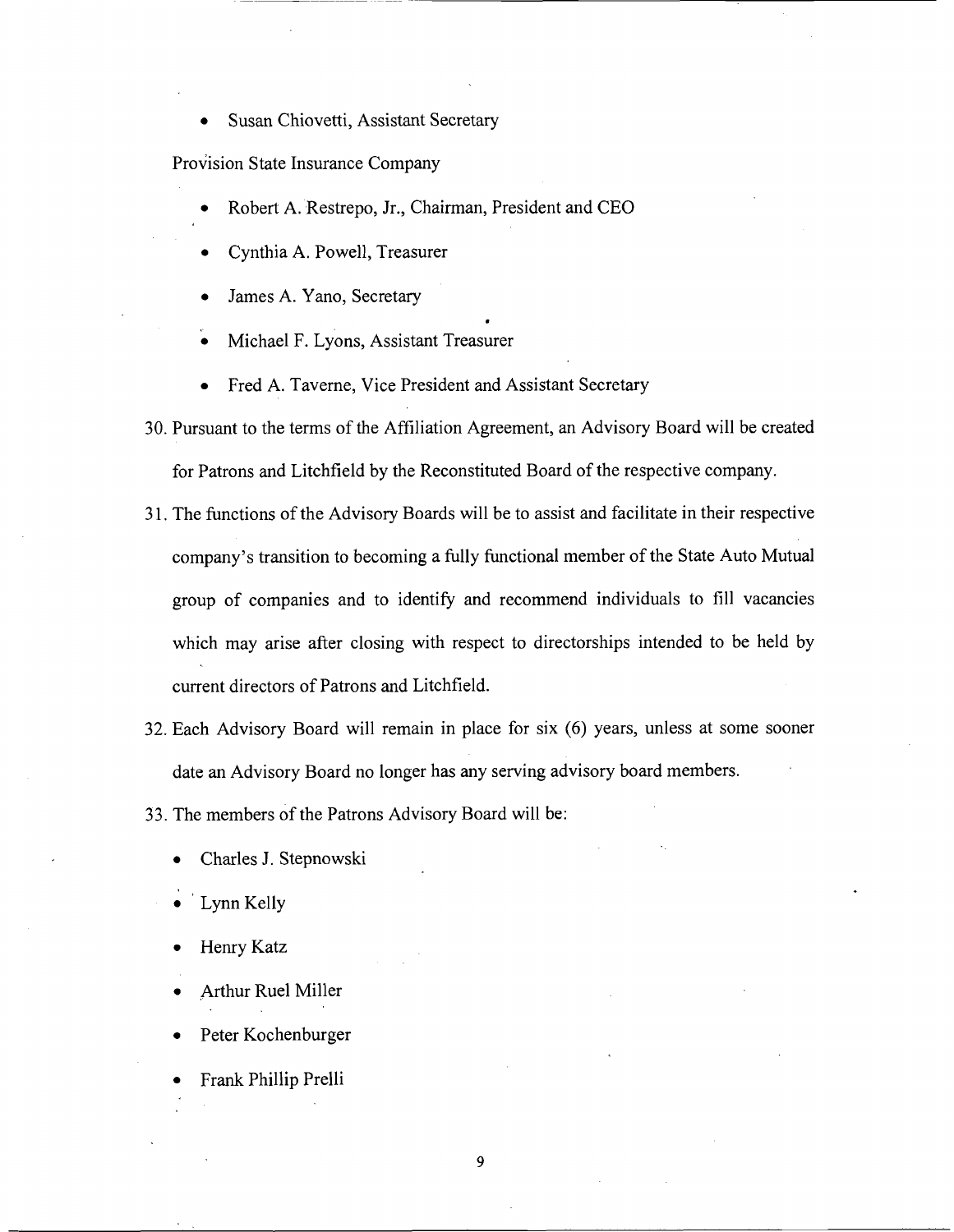- Susan Chiovetti, Assistant Secretary

Provision State Insurance Company

- Robert A. Restrepo, Jr., Chairman, President and CEO
- Cynthia A. Powell, Treasurer
- James A. Yano, Secretary
- Michael F. Lyons, Assistant Treasurer
- Fred A. Taverne, Vice President and Assistant Secretary

30. Pursuant to the terms of the Affiliation Agreement, an Advisory Board will be created for Patrons and Litchfield by the Reconstituted Board of the respective company.

31. The functions of the Advisory Boards will be to assist and facilitate in their respective company's transition to becoming a fully functional member of the State Auto Mutual group of companies and to identify and recommend individuals to fill vacancies which may arise after closing with respect to directorships intended to be held by current directors of Patrons and Litchfield.

32. Each Advisory Board will remain in place for six (6) years, unless at some sooner date an Advisory Board no longer has any serving advisory board members.

33. The members of the Patrons Advisory Board will be:

- Charles J. Stepnowski
- Lynn Kelly
- Henry Katz
- Arthur Ruel Miller
- Peter Kochenburger
- Frank Phillip Prelli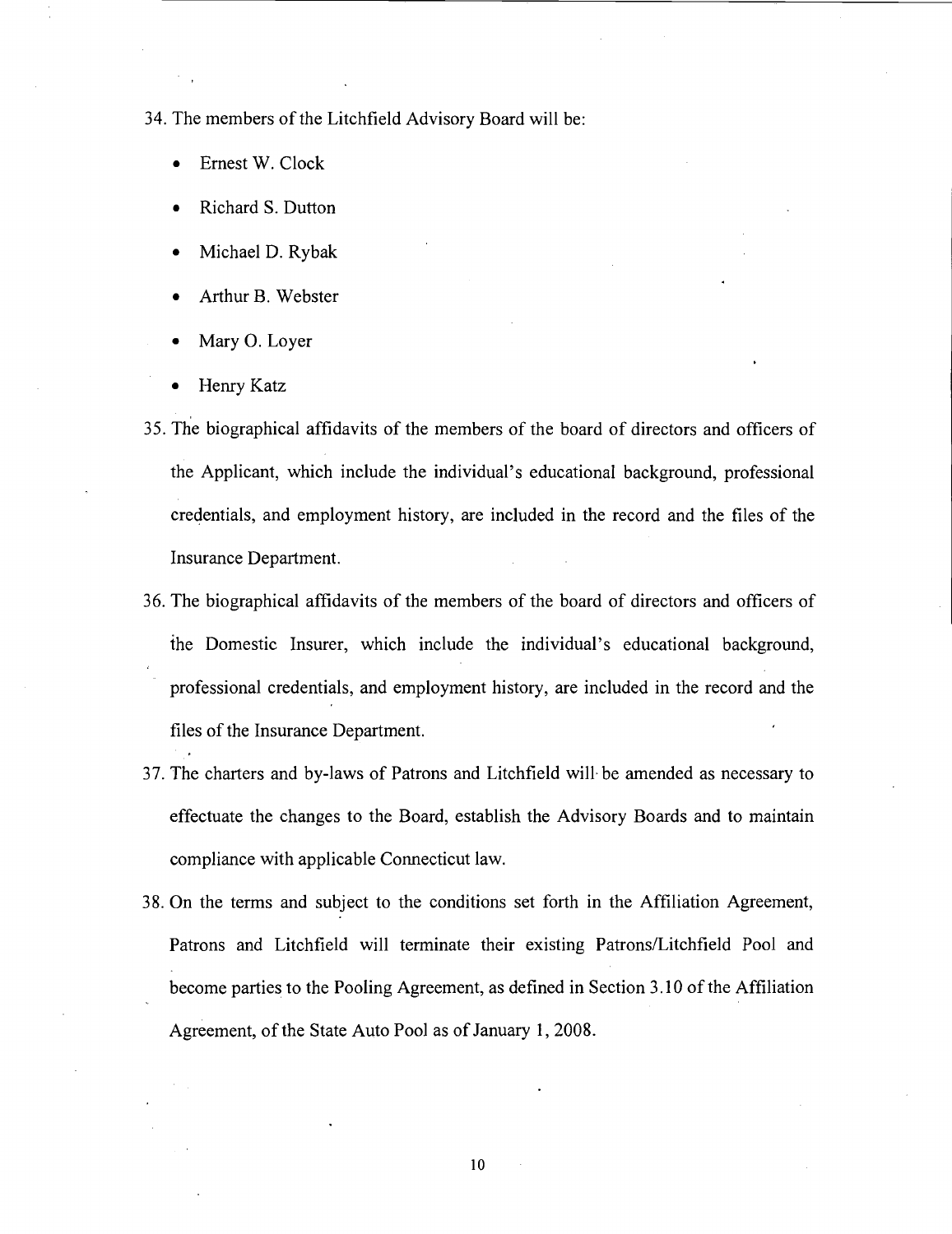34. The members of the Litchfield Advisory Board will be:

    - Ernest W. Clock
    - Richard S. Dutton
    - Michael D. Rybak
    - Arthur B. Webster
    - Mary O. Loyer
    - Henry Katz

35. The biographical affidavits of the members of the board of directors and officers of the Applicant, which include the individual's educational background, professional credentials, and employment history, are included in the record and the files of the Insurance Department.

36. The biographical affidavits of the members of the board of directors and officers of the Domestic Insurer, which include the individual's educational background, professional credentials, and employment history, are included in the record and the files of the Insurance Department.

37. The charters and by-laws of Patrons and Litchfield will be amended as necessary to effectuate the changes to the Board, establish the Advisory Boards and to maintain compliance with applicable Connecticut law.

38. On the terms and subject to the conditions set forth in the Affiliation Agreement, Patrons and Litchfield will terminate their existing Patrons/Litchfield Pool and become parties to the Pooling Agreement, as defined in Section 3.10 of the Affiliation Agreement, of the State Auto Pool as of January 1, 2008.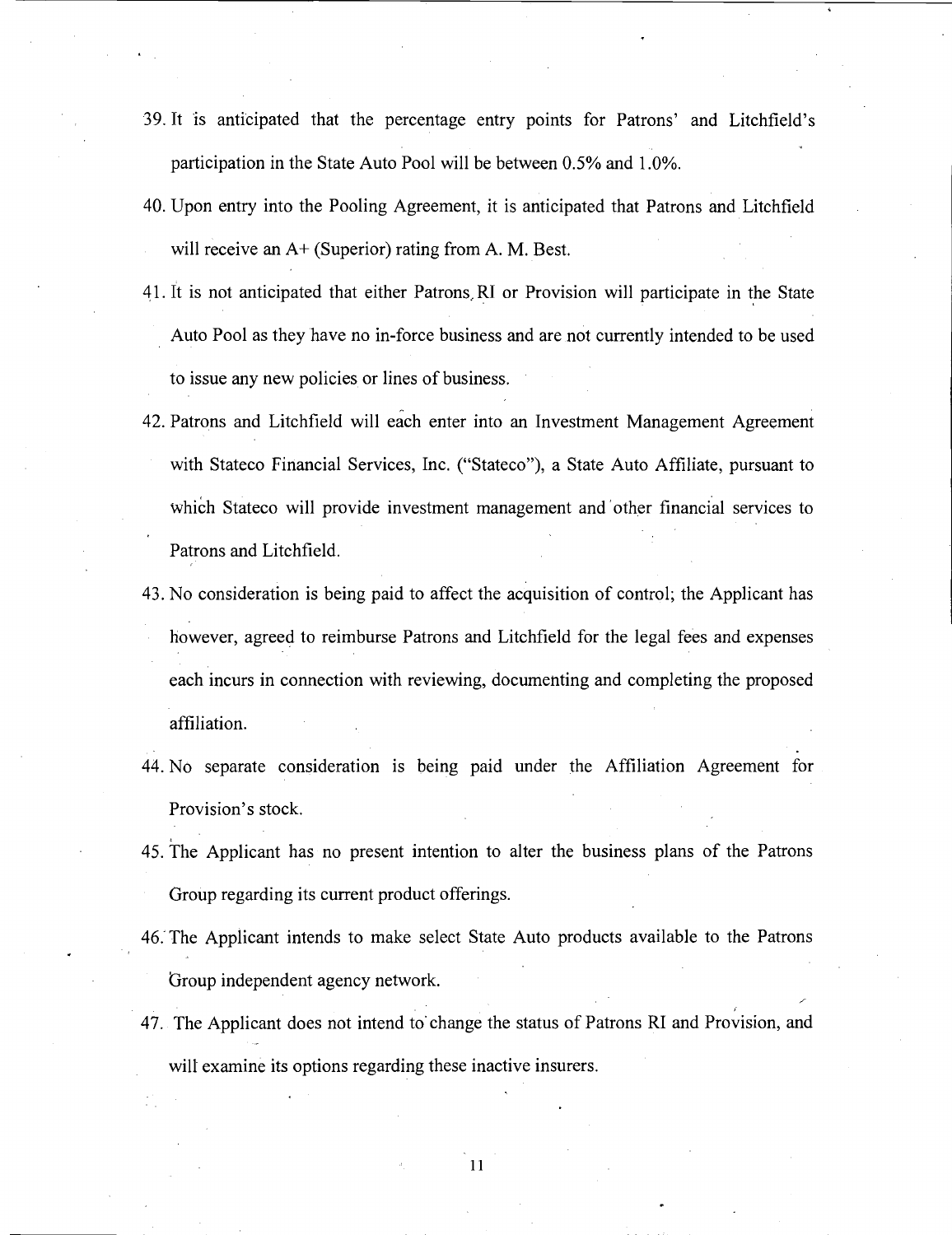39. It is anticipated that the percentage entry points for Patrons' and Litchfield's participation in the State Auto Pool will be between 0.5% and 1.0%.

40. Upon entry into the Pooling Agreement, it is anticipated that Patrons and Litchfield will receive an A+ (Superior) rating from A. M. Best.

41. It is not anticipated that either Patrons RI or Provision will participate in the State Auto Pool as they have no in-force business and are not currently intended to be used to issue any new policies or lines of business.

42. Patrons and Litchfield will each enter into an Investment Management Agreement with Stateco Financial Services, Inc. ("Stateco"), a State Auto Affiliate, pursuant to which Stateco will provide investment management and other financial services to Patrons and Litchfield.

43. No consideration is being paid to affect the acquisition of control; the Applicant has however, agreed to reimburse Patrons and Litchfield for the legal fees and expenses each incurs in connection with reviewing, documenting and completing the proposed affiliation.

44. No separate consideration is being paid under the Affiliation Agreement for Provision's stock.

45. The Applicant has no present intention to alter the business plans of the Patrons Group regarding its current product offerings.

46. The Applicant intends to make select State Auto products available to the Patrons Group independent agency network.

47. The Applicant does not intend to change the status of Patrons RI and Provision, and will examine its options regarding these inactive insurers.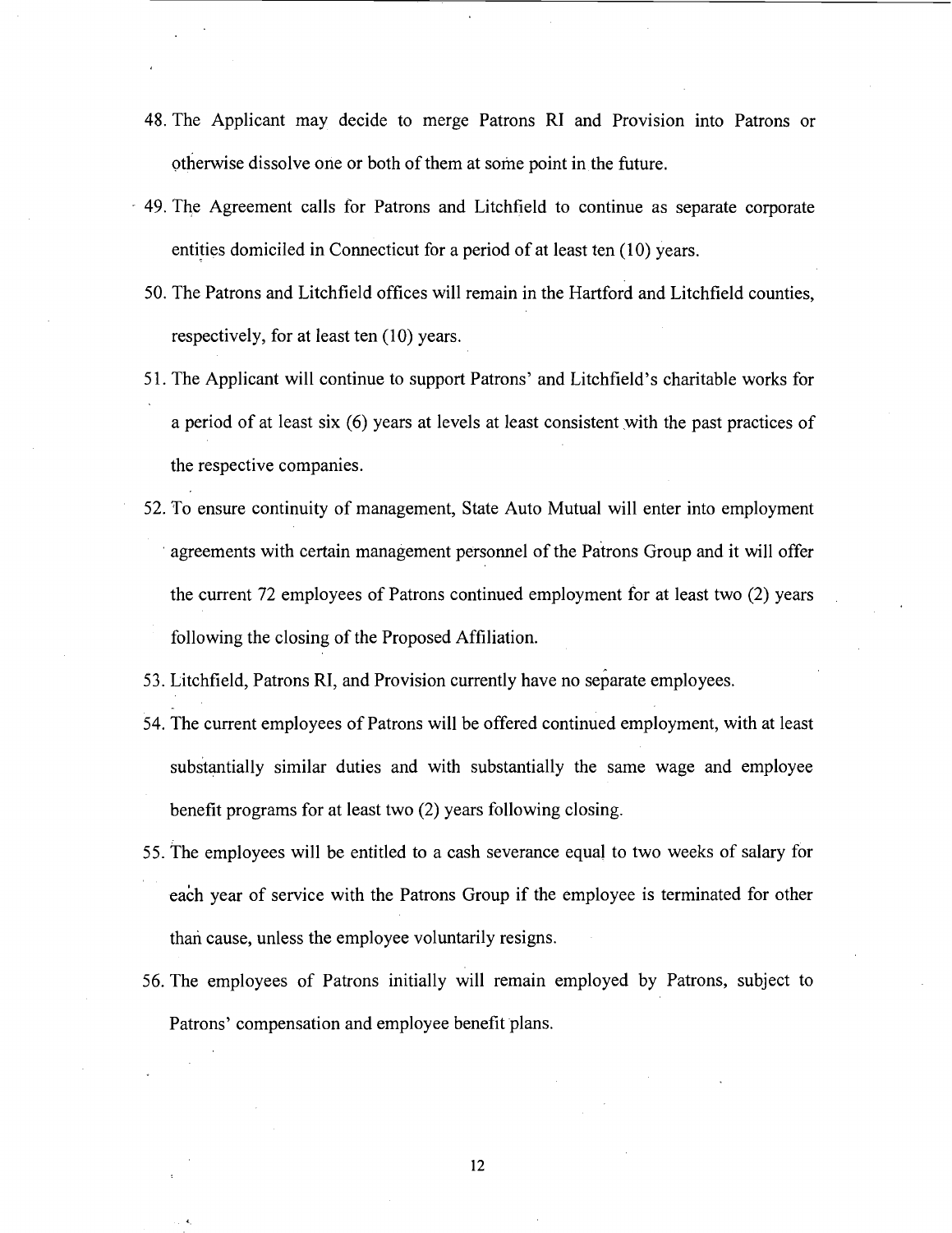48. The Applicant may decide to merge Patrons RI and Provision into Patrons or otherwise dissolve one or both of them at some point in the future.

49. The Agreement calls for Patrons and Litchfield to continue as separate corporate entities domiciled in Connecticut for a period of at least ten (10) years.

50. The Patrons and Litchfield offices will remain in the Hartford and Litchfield counties, respectively, for at least ten (10) years.

51. The Applicant will continue to support Patrons' and Litchfield's charitable works for a period of at least six (6) years at levels at least consistent with the past practices of the respective companies.

52. To ensure continuity of management, State Auto Mutual will enter into employment agreements with certain management personnel of the Patrons Group and it will offer the current 72 employees of Patrons continued employment for at least two (2) years following the closing of the Proposed Affiliation.

53. Litchfield, Patrons RI, and Provision currently have no separate employees.

54. The current employees of Patrons will be offered continued employment, with at least substantially similar duties and with substantially the same wage and employee benefit programs for at least two (2) years following closing.

55. The employees will be entitled to a cash severance equal to two weeks of salary for each year of service with the Patrons Group if the employee is terminated for other than cause, unless the employee voluntarily resigns.

56. The employees of Patrons initially will remain employed by Patrons, subject to Patrons' compensation and employee benefit plans.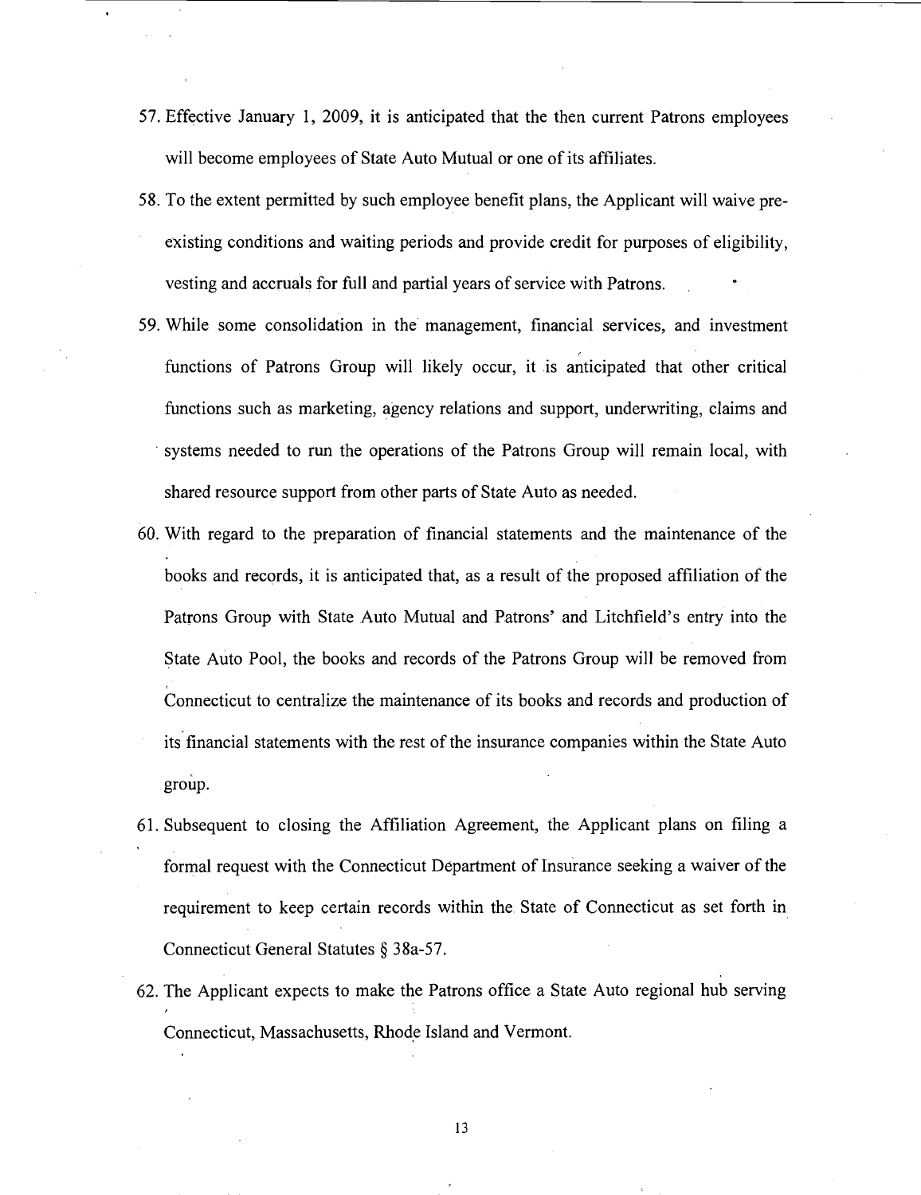57. Effective January 1, 2009, it is anticipated that the then current Patrons employees will become employees of State Auto Mutual or one of its affiliates.
58. To the extent permitted by such employee benefit plans, the Applicant will waive pre-existing conditions and waiting periods and provide credit for purposes of eligibility, vesting and accruals for full and partial years of service with Patrons.
59. While some consolidation in the management, financial services, and investment functions of Patrons Group will likely occur, it is anticipated that other critical functions such as marketing, agency relations and support, underwriting, claims and systems needed to run the operations of the Patrons Group will remain local, with shared resource support from other parts of State Auto as needed.
60. With regard to the preparation of financial statements and the maintenance of the books and records, it is anticipated that, as a result of the proposed affiliation of the Patrons Group with State Auto Mutual and Patrons' and Litchfield's entry into the State Auto Pool, the books and records of the Patrons Group will be removed from Connecticut to centralize the maintenance of its books and records and production of its financial statements with the rest of the insurance companies within the State Auto group.
61. Subsequent to closing the Affiliation Agreement, the Applicant plans on filing a formal request with the Connecticut Department of Insurance seeking a waiver of the requirement to keep certain records within the State of Connecticut as set forth in Connecticut General Statutes § 38a-57.
62. The Applicant expects to make the Patrons office a State Auto regional hub serving Connecticut, Massachusetts, Rhode Island and Vermont.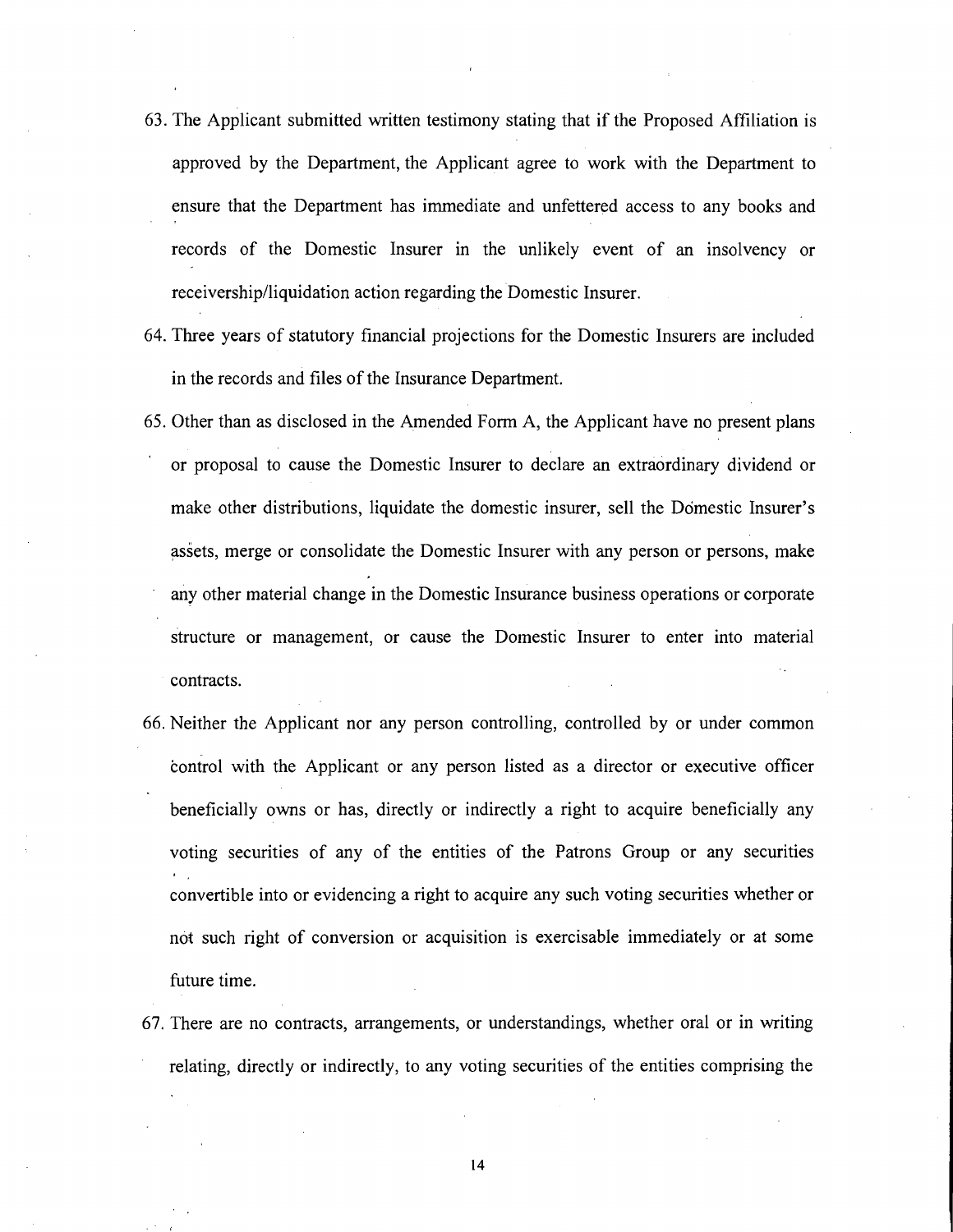63. The Applicant submitted written testimony stating that if the Proposed Affiliation is approved by the Department, the Applicant agree to work with the Department to ensure that the Department has immediate and unfettered access to any books and records of the Domestic Insurer in the unlikely event of an insolvency or receivership/liquidation action regarding the Domestic Insurer.

64. Three years of statutory financial projections for the Domestic Insurers are included in the records and files of the Insurance Department.

65. Other than as disclosed in the Amended Form A, the Applicant have no present plans or proposal to cause the Domestic Insurer to declare an extraordinary dividend or make other distributions, liquidate the domestic insurer, sell the Domestic Insurer's assets, merge or consolidate the Domestic Insurer with any person or persons, make any other material change in the Domestic Insurance business operations or corporate structure or management, or cause the Domestic Insurer to enter into material contracts.

66. Neither the Applicant nor any person controlling, controlled by or under common control with the Applicant or any person listed as a director or executive officer beneficially owns or has, directly or indirectly a right to acquire beneficially any voting securities of any of the entities of the Patrons Group or any securities convertible into or evidencing a right to acquire any such voting securities whether or not such right of conversion or acquisition is exercisable immediately or at some future time.

67. There are no contracts, arrangements, or understandings, whether oral or in writing relating, directly or indirectly, to any voting securities of the entities comprising the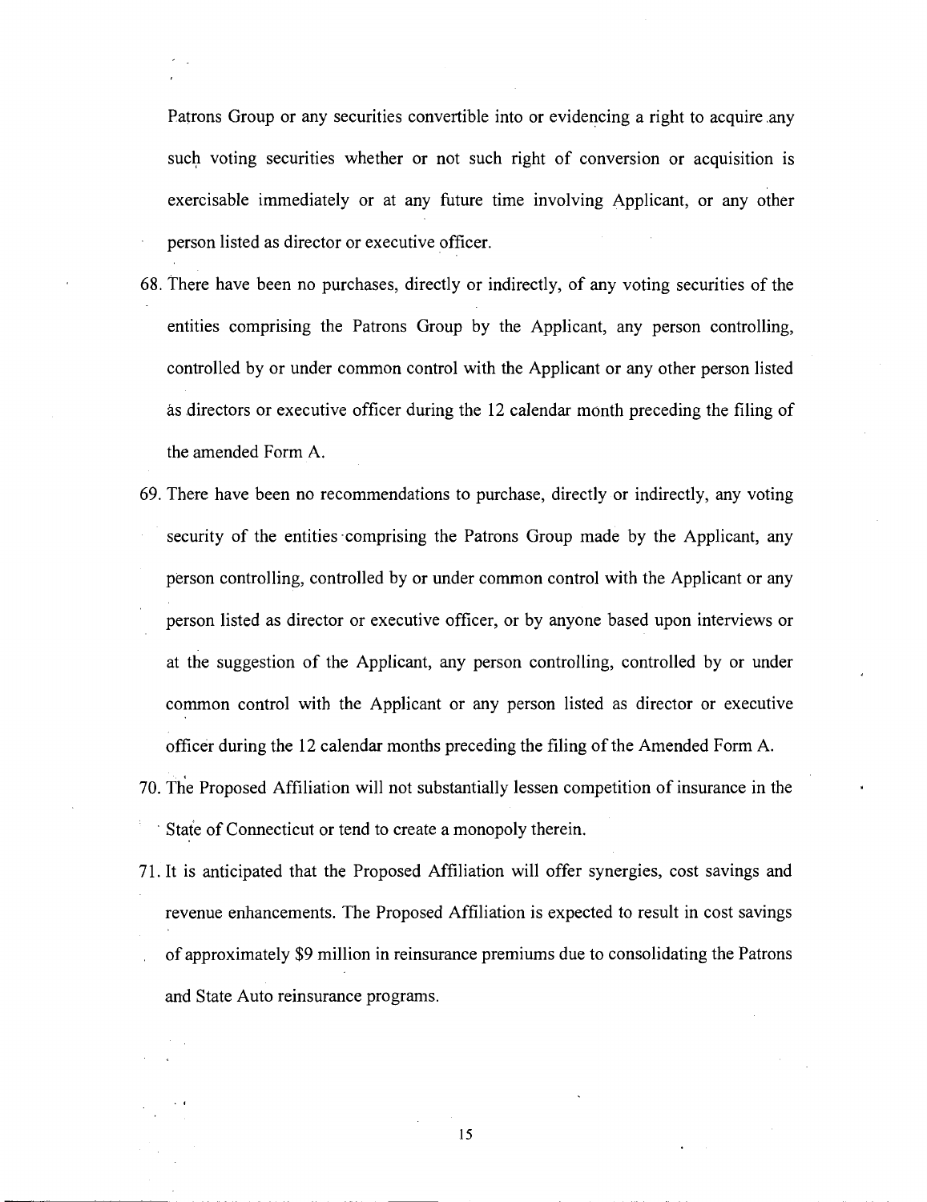Patrons Group or any securities convertible into or evidencing a right to acquire any such voting securities whether or not such right of conversion or acquisition is exercisable immediately or at any future time involving Applicant, or any other person listed as director or executive officer.

68. There have been no purchases, directly or indirectly, of any voting securities of the entities comprising the Patrons Group by the Applicant, any person controlling, controlled by or under common control with the Applicant or any other person listed as directors or executive officer during the 12 calendar month preceding the filing of the amended Form A.

69. There have been no recommendations to purchase, directly or indirectly, any voting security of the entities comprising the Patrons Group made by the Applicant, any person controlling, controlled by or under common control with the Applicant or any person listed as director or executive officer, or by anyone based upon interviews or at the suggestion of the Applicant, any person controlling, controlled by or under common control with the Applicant or any person listed as director or executive officer during the 12 calendar months preceding the filing of the Amended Form A.

70. The Proposed Affiliation will not substantially lessen competition of insurance in the State of Connecticut or tend to create a monopoly therein.

71. It is anticipated that the Proposed Affiliation will offer synergies, cost savings and revenue enhancements. The Proposed Affiliation is expected to result in cost savings of approximately $9 million in reinsurance premiums due to consolidating the Patrons and State Auto reinsurance programs.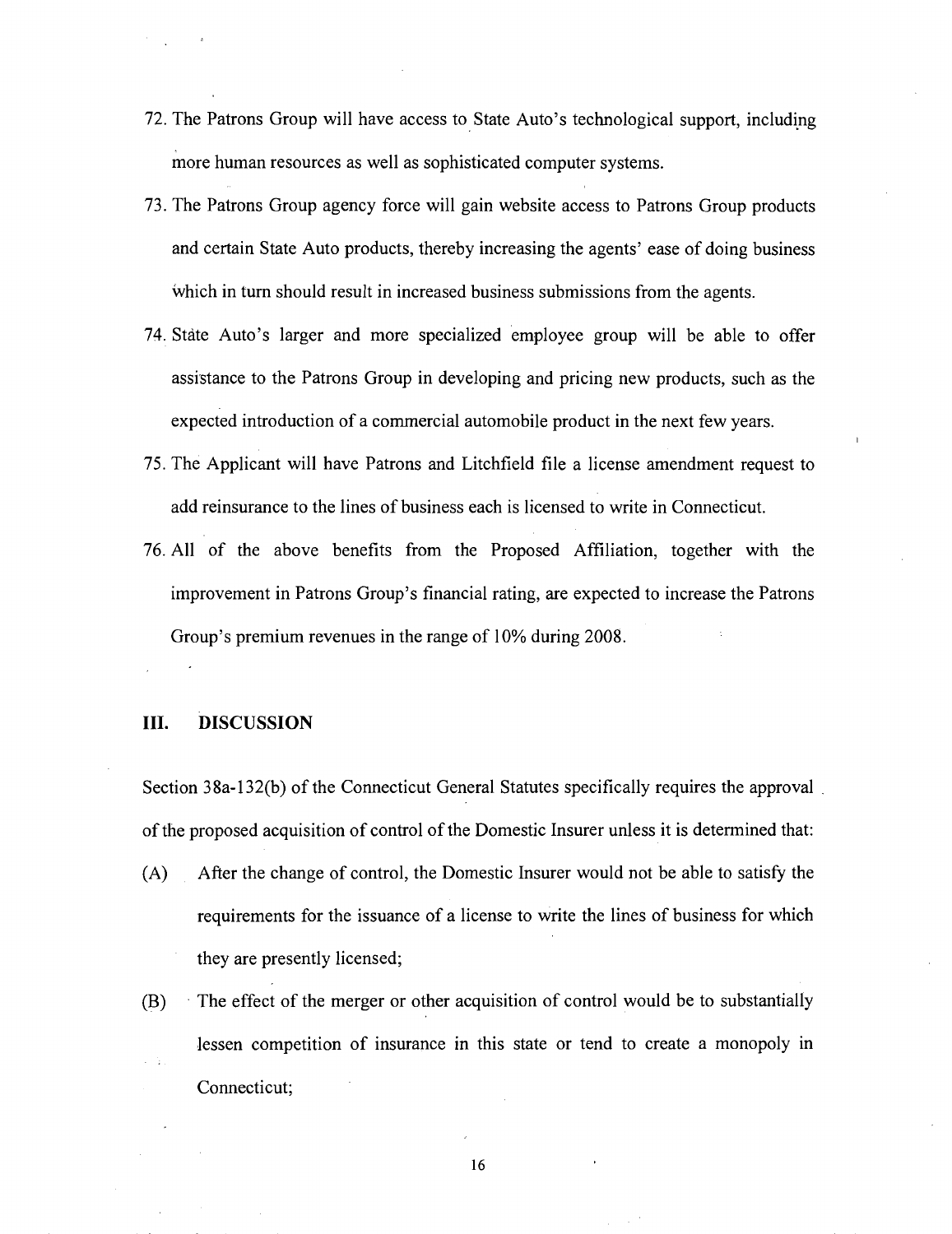72. The Patrons Group will have access to State Auto's technological support, including more human resources as well as sophisticated computer systems.

73. The Patrons Group agency force will gain website access to Patrons Group products and certain State Auto products, thereby increasing the agents' ease of doing business which in turn should result in increased business submissions from the agents.

74. State Auto's larger and more specialized employee group will be able to offer assistance to the Patrons Group in developing and pricing new products, such as the expected introduction of a commercial automobile product in the next few years.

75. The Applicant will have Patrons and Litchfield file a license amendment request to add reinsurance to the lines of business each is licensed to write in Connecticut.

76. All of the above benefits from the Proposed Affiliation, together with the improvement in Patrons Group's financial rating, are expected to increase the Patrons Group's premium revenues in the range of 10% during 2008.

## III. DISCUSSION

Section 38a-132(b) of the Connecticut General Statutes specifically requires the approval of the proposed acquisition of control of the Domestic Insurer unless it is determined that:

(A) After the change of control, the Domestic Insurer would not be able to satisfy the requirements for the issuance of a license to write the lines of business for which they are presently licensed;

(B) The effect of the merger or other acquisition of control would be to substantially lessen competition of insurance in this state or tend to create a monopoly in Connecticut;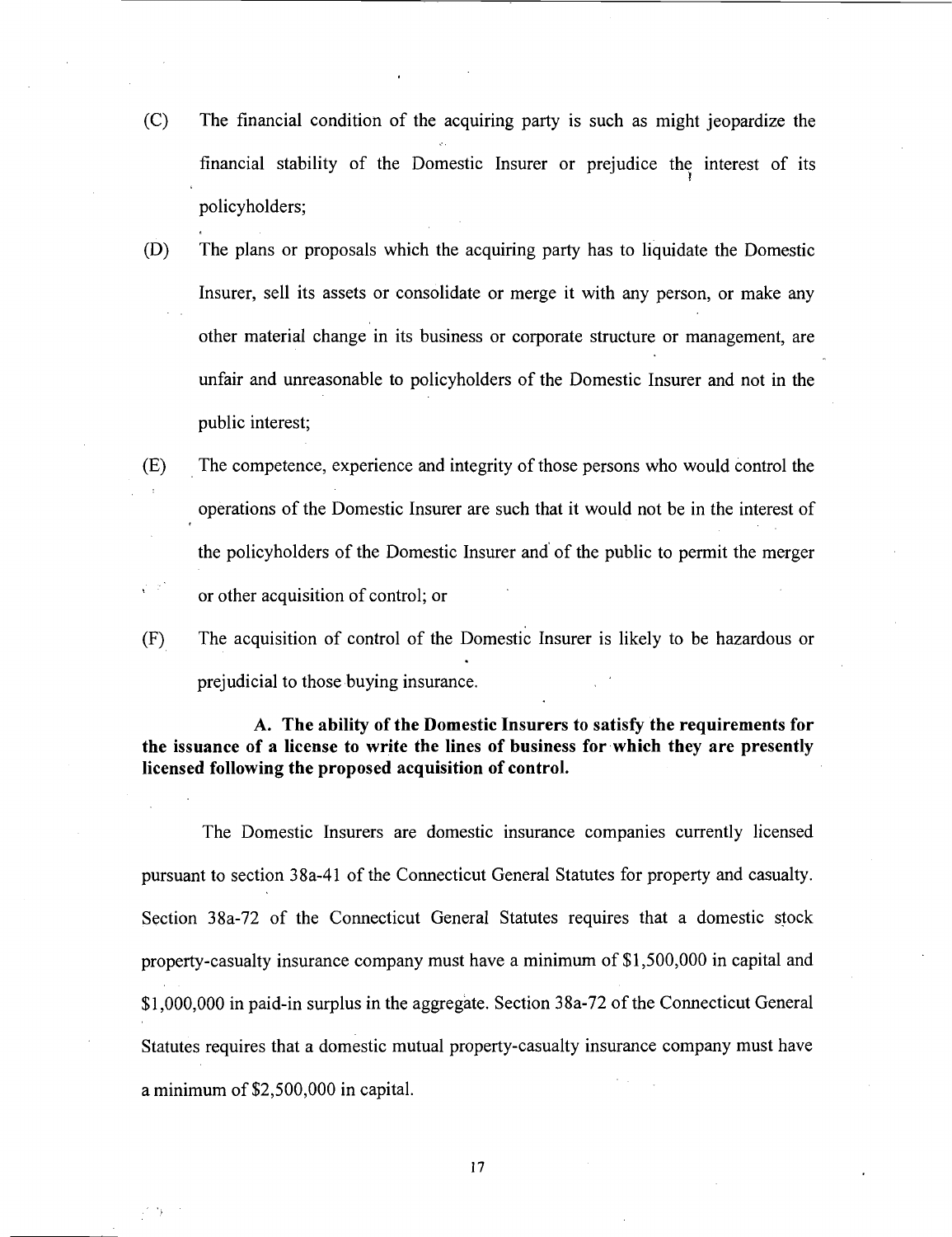(C) The financial condition of the acquiring party is such as might jeopardize the financial stability of the Domestic Insurer or prejudice the interest of its policyholders;

(D) The plans or proposals which the acquiring party has to liquidate the Domestic Insurer, sell its assets or consolidate or merge it with any person, or make any other material change in its business or corporate structure or management, are unfair and unreasonable to policyholders of the Domestic Insurer and not in the public interest;

(E) The competence, experience and integrity of those persons who would control the operations of the Domestic Insurer are such that it would not be in the interest of the policyholders of the Domestic Insurer and of the public to permit the merger or other acquisition of control; or

(F) The acquisition of control of the Domestic Insurer is likely to be hazardous or prejudicial to those buying insurance.

**A. The ability of the Domestic Insurers to satisfy the requirements for the issuance of a license to write the lines of business for which they are presently licensed following the proposed acquisition of control.**

The Domestic Insurers are domestic insurance companies currently licensed pursuant to section 38a-41 of the Connecticut General Statutes for property and casualty. Section 38a-72 of the Connecticut General Statutes requires that a domestic stock property-casualty insurance company must have a minimum of $1,500,000 in capital and $1,000,000 in paid-in surplus in the aggregate. Section 38a-72 of the Connecticut General Statutes requires that a domestic mutual property-casualty insurance company must have a minimum of $2,500,000 in capital.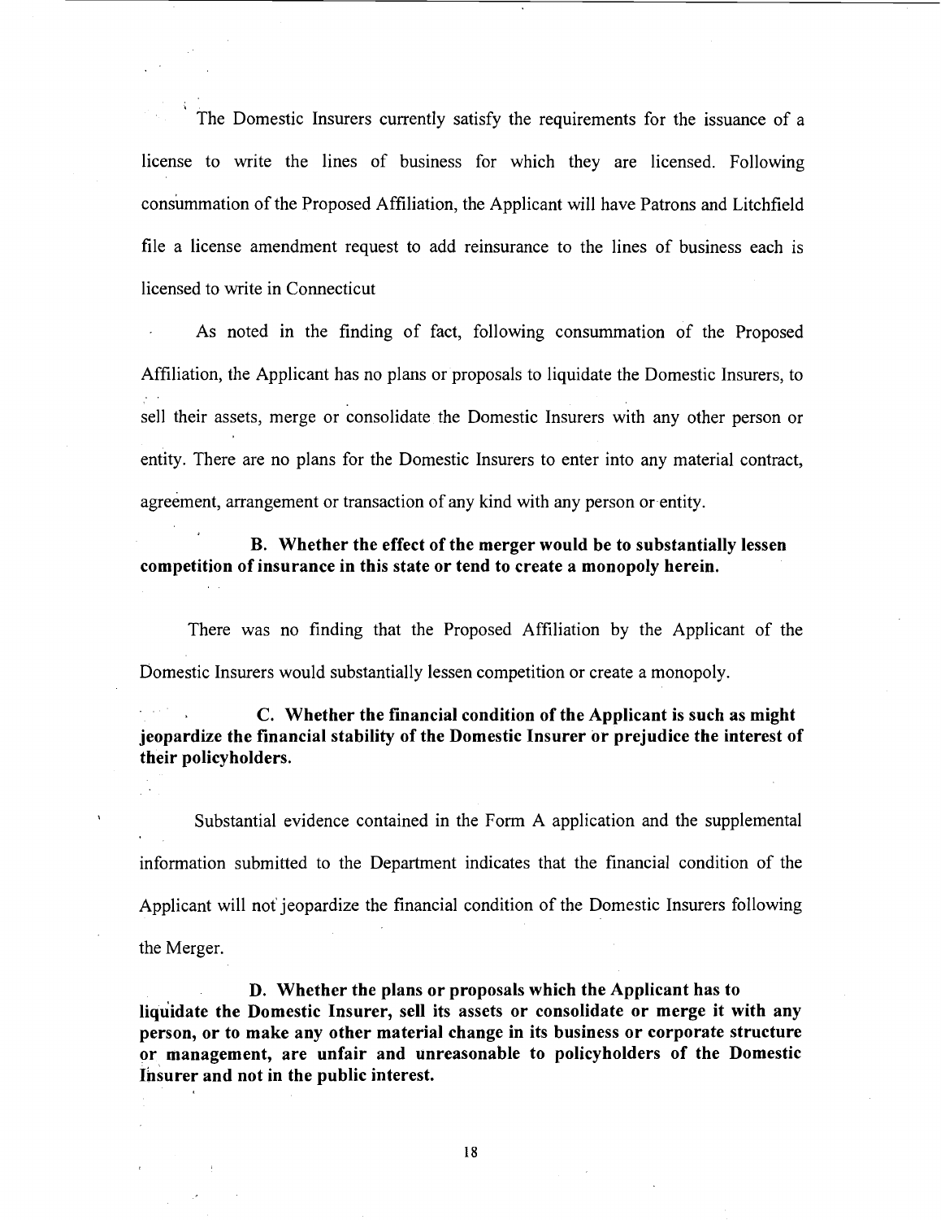The Domestic Insurers currently satisfy the requirements for the issuance of a license to write the lines of business for which they are licensed. Following consummation of the Proposed Affiliation, the Applicant will have Patrons and Litchfield file a license amendment request to add reinsurance to the lines of business each is licensed to write in Connecticut

As noted in the finding of fact, following consummation of the Proposed Affiliation, the Applicant has no plans or proposals to liquidate the Domestic Insurers, to sell their assets, merge or consolidate the Domestic Insurers with any other person or entity. There are no plans for the Domestic Insurers to enter into any material contract, agreement, arrangement or transaction of any kind with any person or entity.

**B. Whether the effect of the merger would be to substantially lessen competition of insurance in this state or tend to create a monopoly herein.**

There was no finding that the Proposed Affiliation by the Applicant of the Domestic Insurers would substantially lessen competition or create a monopoly.

**C. Whether the financial condition of the Applicant is such as might jeopardize the financial stability of the Domestic Insurer or prejudice the interest of their policyholders.**

Substantial evidence contained in the Form A application and the supplemental information submitted to the Department indicates that the financial condition of the Applicant will not jeopardize the financial condition of the Domestic Insurers following the Merger.

**D. Whether the plans or proposals which the Applicant has to liquidate the Domestic Insurer, sell its assets or consolidate or merge it with any person, or to make any other material change in its business or corporate structure or management, are unfair and unreasonable to policyholders of the Domestic Insurer and not in the public interest.**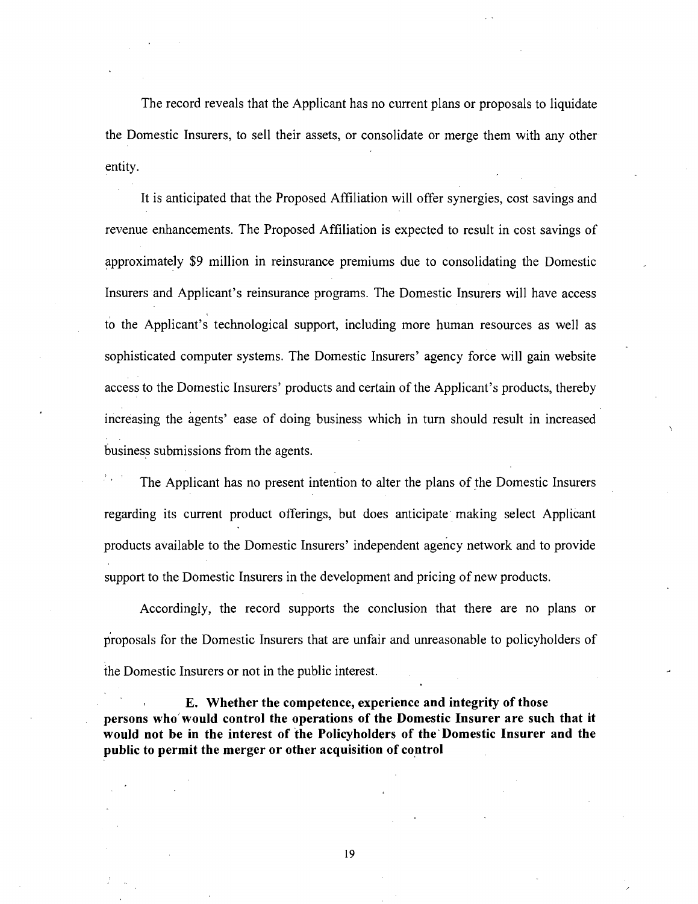The record reveals that the Applicant has no current plans or proposals to liquidate the Domestic Insurers, to sell their assets, or consolidate or merge them with any other entity.

It is anticipated that the Proposed Affiliation will offer synergies, cost savings and revenue enhancements. The Proposed Affiliation is expected to result in cost savings of approximately $9 million in reinsurance premiums due to consolidating the Domestic Insurers and Applicant's reinsurance programs. The Domestic Insurers will have access to the Applicant's technological support, including more human resources as well as sophisticated computer systems. The Domestic Insurers' agency force will gain website access to the Domestic Insurers' products and certain of the Applicant's products, thereby increasing the agents' ease of doing business which in turn should result in increased business submissions from the agents.

The Applicant has no present intention to alter the plans of the Domestic Insurers regarding its current product offerings, but does anticipate making select Applicant products available to the Domestic Insurers' independent agency network and to provide support to the Domestic Insurers in the development and pricing of new products.

Accordingly, the record supports the conclusion that there are no plans or proposals for the Domestic Insurers that are unfair and unreasonable to policyholders of the Domestic Insurers or not in the public interest.

**E. Whether the competence, experience and integrity of those persons who would control the operations of the Domestic Insurer are such that it would not be in the interest of the Policyholders of the Domestic Insurer and the public to permit the merger or other acquisition of control**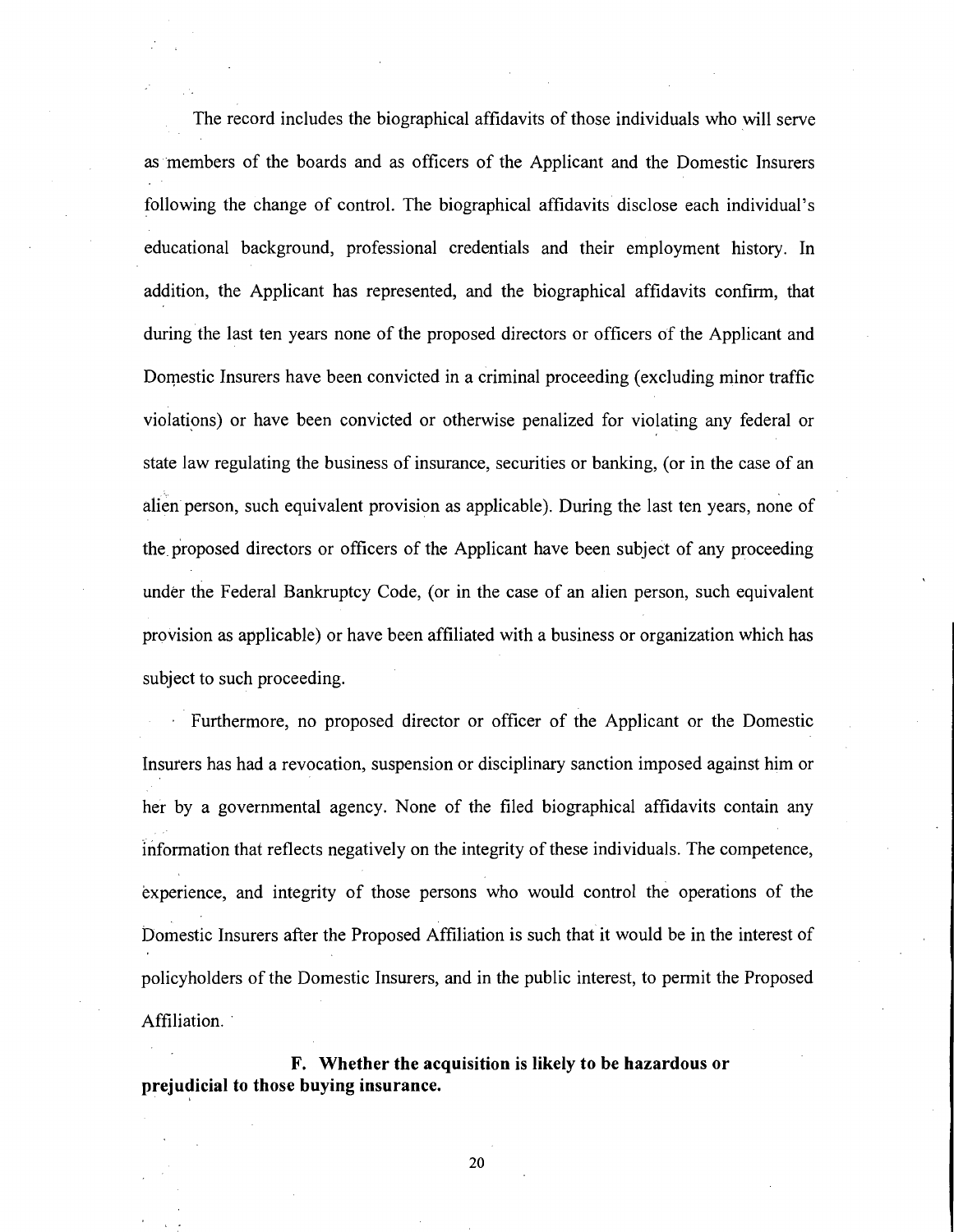The record includes the biographical affidavits of those individuals who will serve as members of the boards and as officers of the Applicant and the Domestic Insurers following the change of control. The biographical affidavits disclose each individual's educational background, professional credentials and their employment history. In addition, the Applicant has represented, and the biographical affidavits confirm, that during the last ten years none of the proposed directors or officers of the Applicant and Domestic Insurers have been convicted in a criminal proceeding (excluding minor traffic violations) or have been convicted or otherwise penalized for violating any federal or state law regulating the business of insurance, securities or banking, (or in the case of an alien person, such equivalent provision as applicable). During the last ten years, none of the proposed directors or officers of the Applicant have been subject of any proceeding under the Federal Bankruptcy Code, (or in the case of an alien person, such equivalent provision as applicable) or have been affiliated with a business or organization which has subject to such proceeding.

Furthermore, no proposed director or officer of the Applicant or the Domestic Insurers has had a revocation, suspension or disciplinary sanction imposed against him or her by a governmental agency. None of the filed biographical affidavits contain any information that reflects negatively on the integrity of these individuals. The competence, experience, and integrity of those persons who would control the operations of the Domestic Insurers after the Proposed Affiliation is such that it would be in the interest of policyholders of the Domestic Insurers, and in the public interest, to permit the Proposed Affiliation.

**F. Whether the acquisition is likely to be hazardous or prejudicial to those buying insurance.**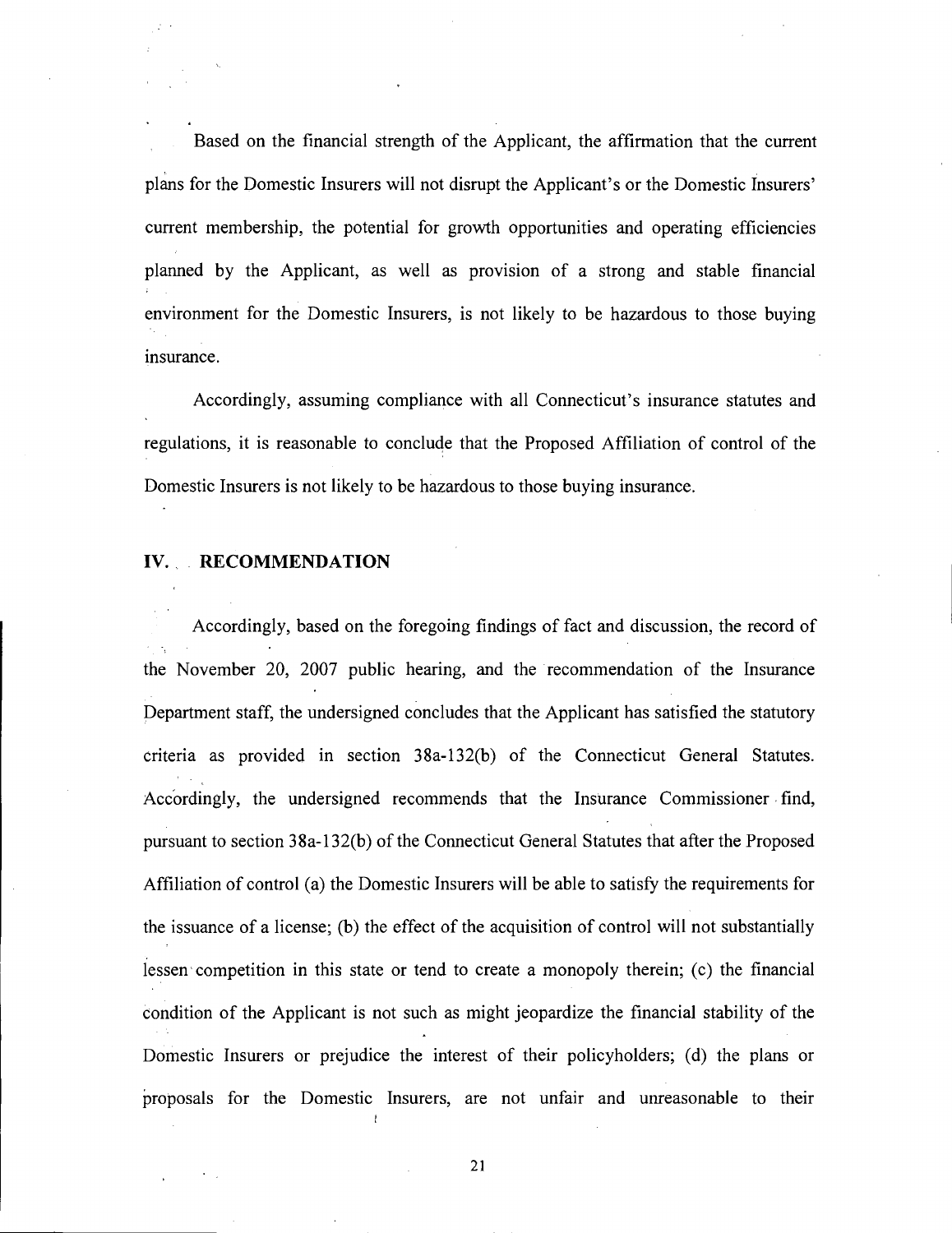Based on the financial strength of the Applicant, the affirmation that the current plans for the Domestic Insurers will not disrupt the Applicant's or the Domestic Insurers' current membership, the potential for growth opportunities and operating efficiencies planned by the Applicant, as well as provision of a strong and stable financial environment for the Domestic Insurers, is not likely to be hazardous to those buying insurance.

Accordingly, assuming compliance with all Connecticut's insurance statutes and regulations, it is reasonable to conclude that the Proposed Affiliation of control of the Domestic Insurers is not likely to be hazardous to those buying insurance.

## IV. RECOMMENDATION

Accordingly, based on the foregoing findings of fact and discussion, the record of the November 20, 2007 public hearing, and the recommendation of the Insurance Department staff, the undersigned concludes that the Applicant has satisfied the statutory criteria as provided in section 38a-132(b) of the Connecticut General Statutes. Accordingly, the undersigned recommends that the Insurance Commissioner find, pursuant to section 38a-132(b) of the Connecticut General Statutes that after the Proposed Affiliation of control (a) the Domestic Insurers will be able to satisfy the requirements for the issuance of a license; (b) the effect of the acquisition of control will not substantially lessen competition in this state or tend to create a monopoly therein; (c) the financial condition of the Applicant is not such as might jeopardize the financial stability of the Domestic Insurers or prejudice the interest of their policyholders; (d) the plans or proposals for the Domestic Insurers, are not unfair and unreasonable to their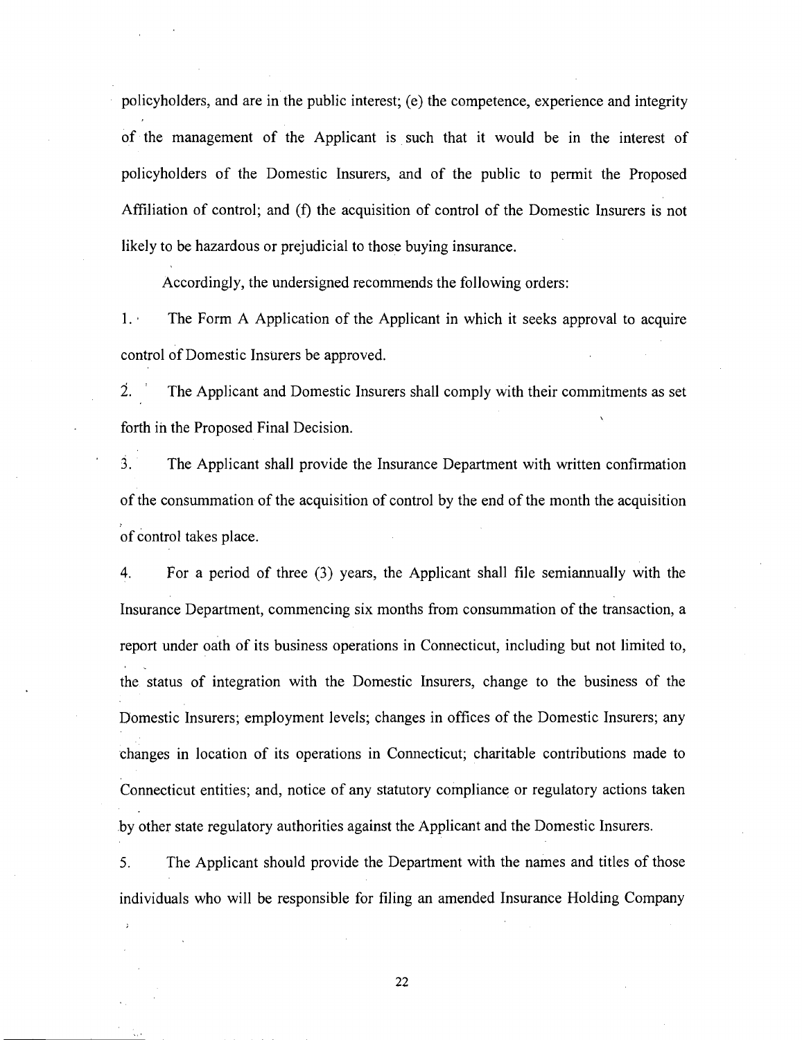policyholders, and are in the public interest; (e) the competence, experience and integrity of the management of the Applicant is such that it would be in the interest of policyholders of the Domestic Insurers, and of the public to permit the Proposed Affiliation of control; and (f) the acquisition of control of the Domestic Insurers is not likely to be hazardous or prejudicial to those buying insurance.

Accordingly, the undersigned recommends the following orders:

1. The Form A Application of the Applicant in which it seeks approval to acquire control of Domestic Insurers be approved.

2. The Applicant and Domestic Insurers shall comply with their commitments as set forth in the Proposed Final Decision.

3. The Applicant shall provide the Insurance Department with written confirmation of the consummation of the acquisition of control by the end of the month the acquisition of control takes place.

4. For a period of three (3) years, the Applicant shall file semiannually with the Insurance Department, commencing six months from consummation of the transaction, a report under oath of its business operations in Connecticut, including but not limited to, the status of integration with the Domestic Insurers, change to the business of the Domestic Insurers; employment levels; changes in offices of the Domestic Insurers; any changes in location of its operations in Connecticut; charitable contributions made to Connecticut entities; and, notice of any statutory compliance or regulatory actions taken by other state regulatory authorities against the Applicant and the Domestic Insurers.

5. The Applicant should provide the Department with the names and titles of those individuals who will be responsible for filing an amended Insurance Holding Company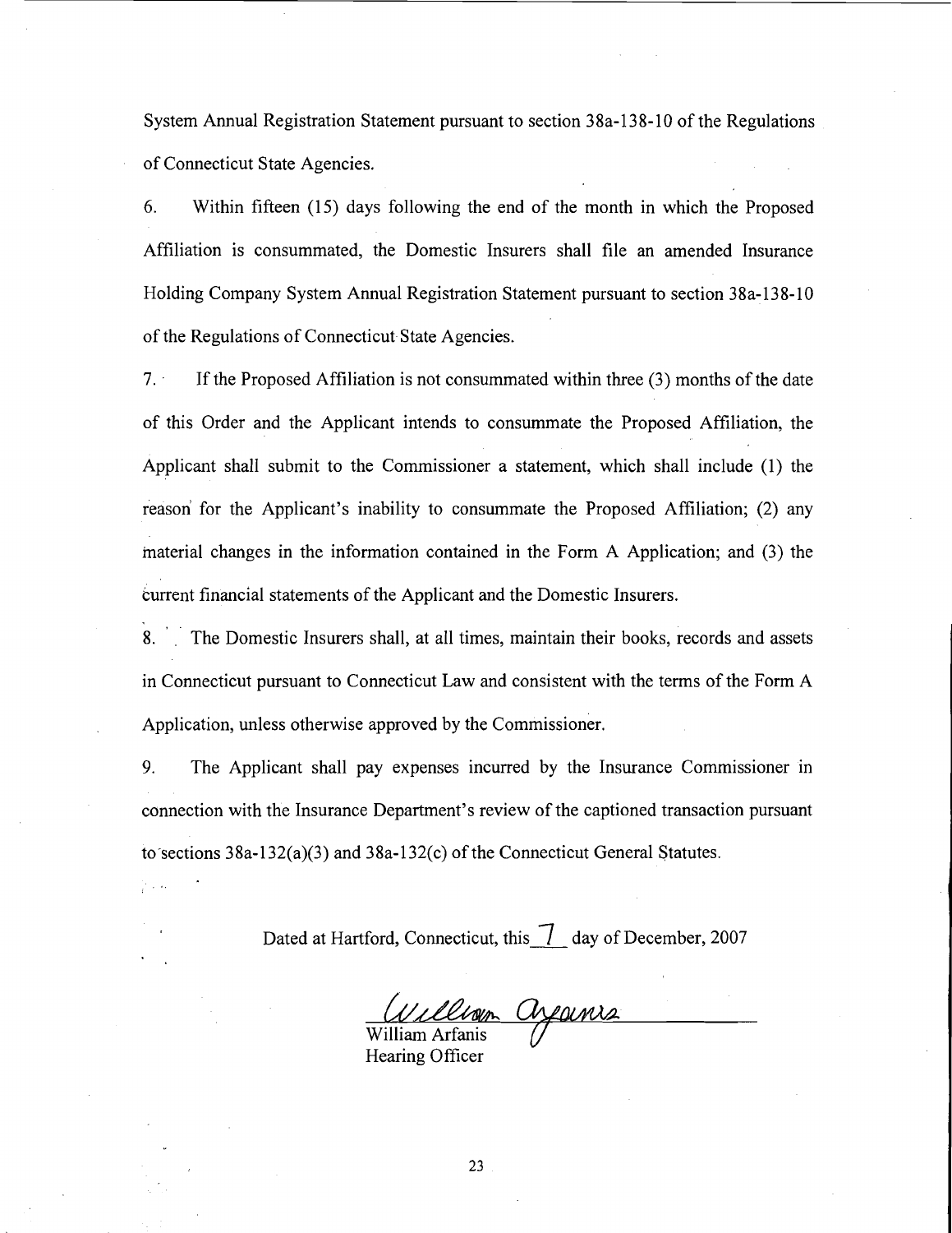System Annual Registration Statement pursuant to section 38a-138-10 of the Regulations of Connecticut State Agencies.

6. Within fifteen (15) days following the end of the month in which the Proposed Affiliation is consummated, the Domestic Insurers shall file an amended Insurance Holding Company System Annual Registration Statement pursuant to section 38a-138-10 of the Regulations of Connecticut State Agencies.

7. If the Proposed Affiliation is not consummated within three (3) months of the date of this Order and the Applicant intends to consummate the Proposed Affiliation, the Applicant shall submit to the Commissioner a statement, which shall include (1) the reason for the Applicant's inability to consummate the Proposed Affiliation; (2) any material changes in the information contained in the Form A Application; and (3) the current financial statements of the Applicant and the Domestic Insurers.

8. The Domestic Insurers shall, at all times, maintain their books, records and assets in Connecticut pursuant to Connecticut Law and consistent with the terms of the Form A Application, unless otherwise approved by the Commissioner.

9. The Applicant shall pay expenses incurred by the Insurance Commissioner in connection with the Insurance Department's review of the captioned transaction pursuant to sections 38a-132(a)(3) and 38a-132(c) of the Connecticut General Statutes.

Dated at Hartford, Connecticut, this 7 day of December, 2007

William Arfanis

William Arfanis
Hearing Officer